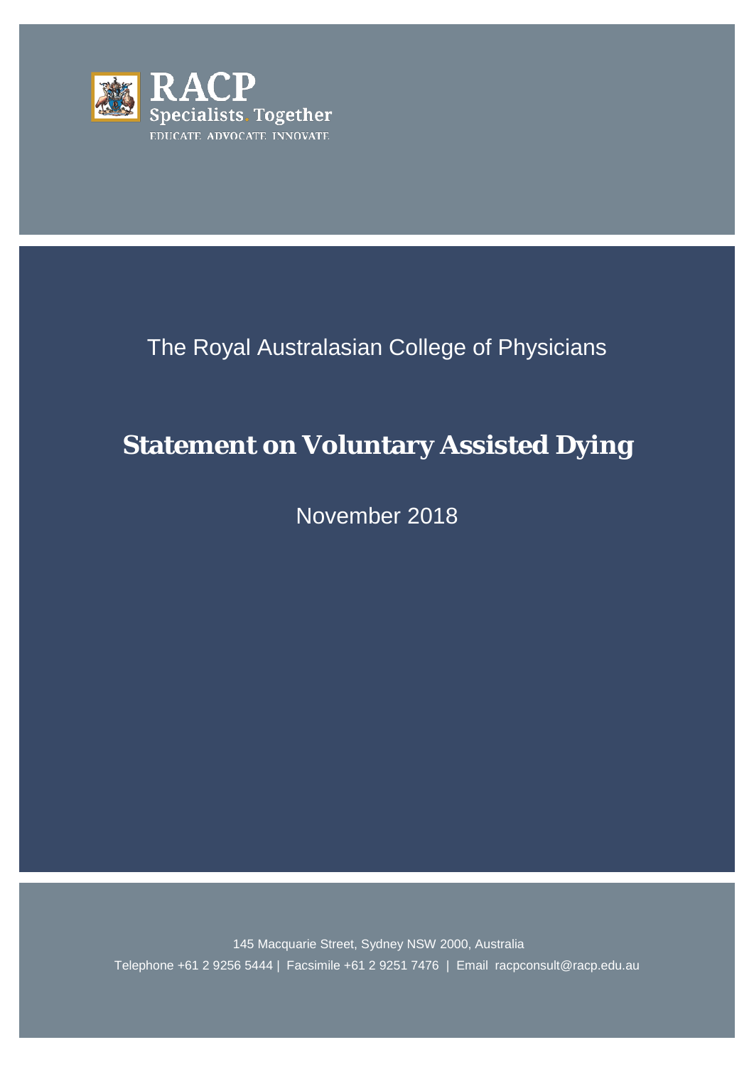RACP
Specialists. Together
EDUCATE ADVOCATE INNOVATE

The Royal Australasian College of Physicians

# Statement on Voluntary Assisted Dying

November 2018

145 Macquarie Street, Sydney NSW 2000, Australia

Telephone +61 2 9256 5444 | Facsimile +61 2 9251 7476 | Email racpconsult@racp.edu.au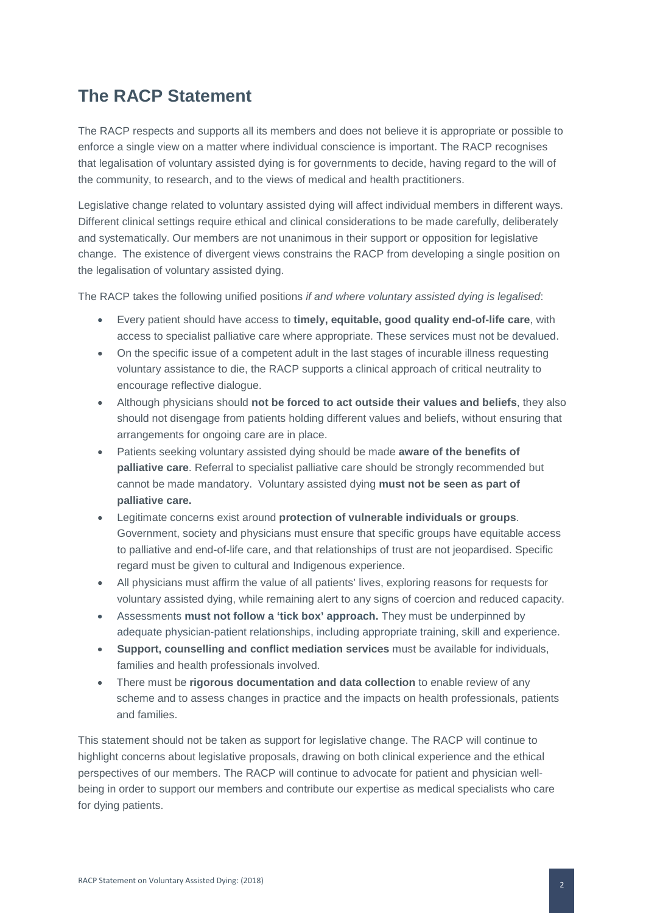## The RACP Statement

The RACP respects and supports all its members and does not believe it is appropriate or possible to enforce a single view on a matter where individual conscience is important. The RACP recognises that legalisation of voluntary assisted dying is for governments to decide, having regard to the will of the community, to research, and to the views of medical and health practitioners.

Legislative change related to voluntary assisted dying will affect individual members in different ways. Different clinical settings require ethical and clinical considerations to be made carefully, deliberately and systematically. Our members are not unanimous in their support or opposition for legislative change. The existence of divergent views constrains the RACP from developing a single position on the legalisation of voluntary assisted dying.

The RACP takes the following unified positions *if and where voluntary assisted dying is legalised*:

- Every patient should have access to **timely, equitable, good quality end-of-life care**, with access to specialist palliative care where appropriate. These services must not be devalued.
- On the specific issue of a competent adult in the last stages of incurable illness requesting voluntary assistance to die, the RACP supports a clinical approach of critical neutrality to encourage reflective dialogue.
- Although physicians should **not be forced to act outside their values and beliefs**, they also should not disengage from patients holding different values and beliefs, without ensuring that arrangements for ongoing care are in place.
- Patients seeking voluntary assisted dying should be made **aware of the benefits of palliative care**. Referral to specialist palliative care should be strongly recommended but cannot be made mandatory. Voluntary assisted dying **must not be seen as part of palliative care.**
- Legitimate concerns exist around **protection of vulnerable individuals or groups**. Government, society and physicians must ensure that specific groups have equitable access to palliative and end-of-life care, and that relationships of trust are not jeopardised. Specific regard must be given to cultural and Indigenous experience.
- All physicians must affirm the value of all patients' lives, exploring reasons for requests for voluntary assisted dying, while remaining alert to any signs of coercion and reduced capacity.
- Assessments **must not follow a 'tick box' approach.** They must be underpinned by adequate physician-patient relationships, including appropriate training, skill and experience.
- **Support, counselling and conflict mediation services** must be available for individuals, families and health professionals involved.
- There must be **rigorous documentation and data collection** to enable review of any scheme and to assess changes in practice and the impacts on health professionals, patients and families.

This statement should not be taken as support for legislative change. The RACP will continue to highlight concerns about legislative proposals, drawing on both clinical experience and the ethical perspectives of our members. The RACP will continue to advocate for patient and physician well-being in order to support our members and contribute our expertise as medical specialists who care for dying patients.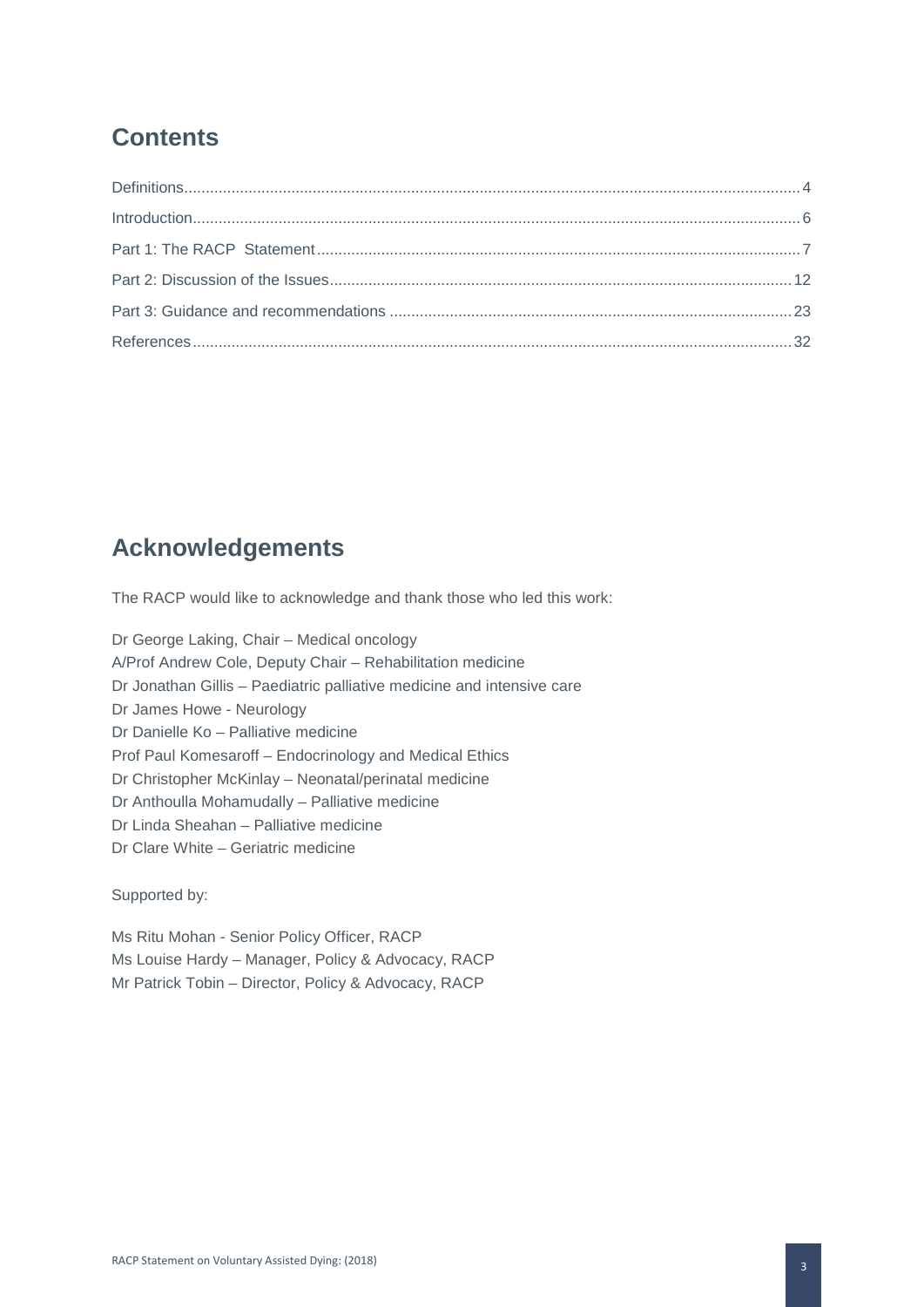## Contents

Definitions .... 4
Introduction .... 6
Part 1: The RACP Statement .... 7
Part 2: Discussion of the Issues .... 12
Part 3: Guidance and recommendations .... 23
References .... 32

## Acknowledgements

The RACP would like to acknowledge and thank those who led this work:

Dr George Laking, Chair – Medical oncology
A/Prof Andrew Cole, Deputy Chair – Rehabilitation medicine
Dr Jonathan Gillis – Paediatric palliative medicine and intensive care
Dr James Howe - Neurology
Dr Danielle Ko – Palliative medicine
Prof Paul Komesaroff – Endocrinology and Medical Ethics
Dr Christopher McKinlay – Neonatal/perinatal medicine
Dr Anthoulla Mohamudally – Palliative medicine
Dr Linda Sheahan – Palliative medicine
Dr Clare White – Geriatric medicine

Supported by:

Ms Ritu Mohan - Senior Policy Officer, RACP
Ms Louise Hardy – Manager, Policy & Advocacy, RACP
Mr Patrick Tobin – Director, Policy & Advocacy, RACP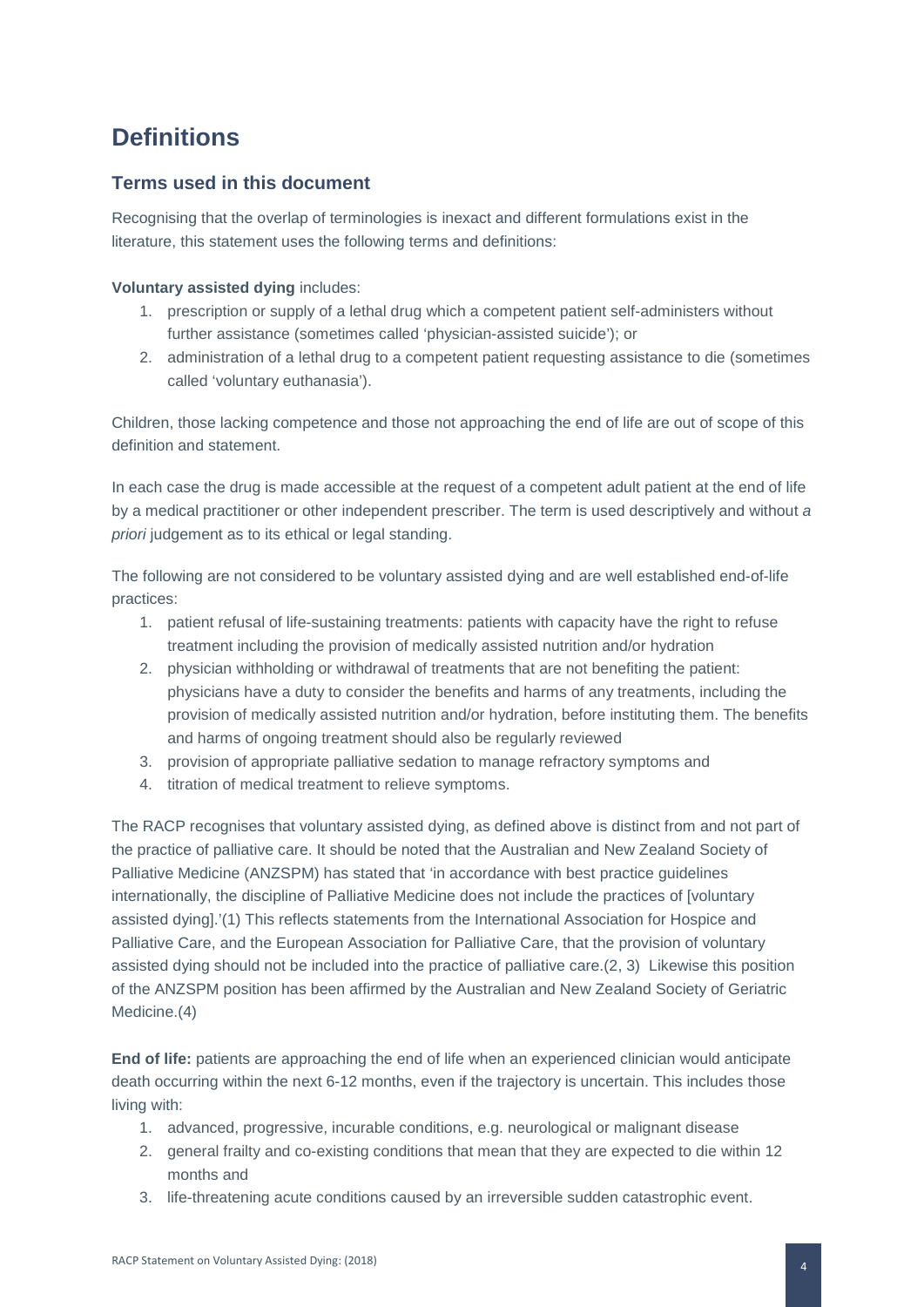# Definitions

## Terms used in this document

Recognising that the overlap of terminologies is inexact and different formulations exist in the literature, this statement uses the following terms and definitions:

**Voluntary assisted dying** includes:

1. prescription or supply of a lethal drug which a competent patient self-administers without further assistance (sometimes called 'physician-assisted suicide'); or
2. administration of a lethal drug to a competent patient requesting assistance to die (sometimes called 'voluntary euthanasia').

Children, those lacking competence and those not approaching the end of life are out of scope of this definition and statement.

In each case the drug is made accessible at the request of a competent adult patient at the end of life by a medical practitioner or other independent prescriber. The term is used descriptively and without *a priori* judgement as to its ethical or legal standing.

The following are not considered to be voluntary assisted dying and are well established end-of-life practices:

1. patient refusal of life-sustaining treatments: patients with capacity have the right to refuse treatment including the provision of medically assisted nutrition and/or hydration
2. physician withholding or withdrawal of treatments that are not benefiting the patient: physicians have a duty to consider the benefits and harms of any treatments, including the provision of medically assisted nutrition and/or hydration, before instituting them. The benefits and harms of ongoing treatment should also be regularly reviewed
3. provision of appropriate palliative sedation to manage refractory symptoms and
4. titration of medical treatment to relieve symptoms.

The RACP recognises that voluntary assisted dying, as defined above is distinct from and not part of the practice of palliative care. It should be noted that the Australian and New Zealand Society of Palliative Medicine (ANZSPM) has stated that 'in accordance with best practice guidelines internationally, the discipline of Palliative Medicine does not include the practices of [voluntary assisted dying].'(1) This reflects statements from the International Association for Hospice and Palliative Care, and the European Association for Palliative Care, that the provision of voluntary assisted dying should not be included into the practice of palliative care.(2, 3) Likewise this position of the ANZSPM position has been affirmed by the Australian and New Zealand Society of Geriatric Medicine.(4)

**End of life:** patients are approaching the end of life when an experienced clinician would anticipate death occurring within the next 6-12 months, even if the trajectory is uncertain. This includes those living with:

1. advanced, progressive, incurable conditions, e.g. neurological or malignant disease
2. general frailty and co-existing conditions that mean that they are expected to die within 12 months and
3. life-threatening acute conditions caused by an irreversible sudden catastrophic event.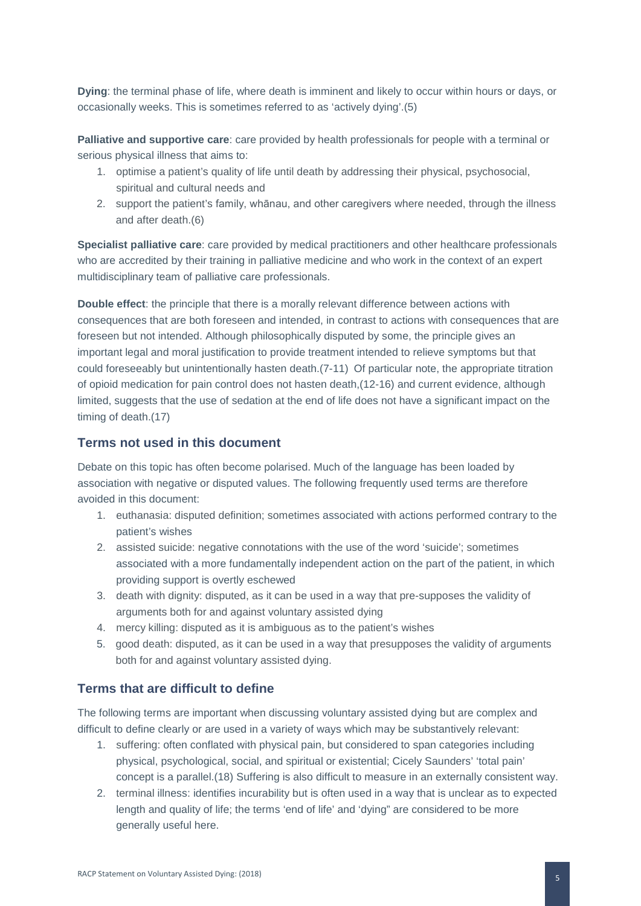**Dying**: the terminal phase of life, where death is imminent and likely to occur within hours or days, or occasionally weeks. This is sometimes referred to as 'actively dying'.(5)

**Palliative and supportive care**: care provided by health professionals for people with a terminal or serious physical illness that aims to:

1. optimise a patient's quality of life until death by addressing their physical, psychosocial, spiritual and cultural needs and
2. support the patient's family, whānau, and other caregivers where needed, through the illness and after death.(6)

**Specialist palliative care**: care provided by medical practitioners and other healthcare professionals who are accredited by their training in palliative medicine and who work in the context of an expert multidisciplinary team of palliative care professionals.

**Double effect**: the principle that there is a morally relevant difference between actions with consequences that are both foreseen and intended, in contrast to actions with consequences that are foreseen but not intended. Although philosophically disputed by some, the principle gives an important legal and moral justification to provide treatment intended to relieve symptoms but that could foreseeably but unintentionally hasten death.(7-11) Of particular note, the appropriate titration of opioid medication for pain control does not hasten death,(12-16) and current evidence, although limited, suggests that the use of sedation at the end of life does not have a significant impact on the timing of death.(17)

## Terms not used in this document

Debate on this topic has often become polarised. Much of the language has been loaded by association with negative or disputed values. The following frequently used terms are therefore avoided in this document:

1. euthanasia: disputed definition; sometimes associated with actions performed contrary to the patient's wishes
2. assisted suicide: negative connotations with the use of the word 'suicide'; sometimes associated with a more fundamentally independent action on the part of the patient, in which providing support is overtly eschewed
3. death with dignity: disputed, as it can be used in a way that pre-supposes the validity of arguments both for and against voluntary assisted dying
4. mercy killing: disputed as it is ambiguous as to the patient's wishes
5. good death: disputed, as it can be used in a way that presupposes the validity of arguments both for and against voluntary assisted dying.

## Terms that are difficult to define

The following terms are important when discussing voluntary assisted dying but are complex and difficult to define clearly or are used in a variety of ways which may be substantively relevant:

1. suffering: often conflated with physical pain, but considered to span categories including physical, psychological, social, and spiritual or existential; Cicely Saunders' 'total pain' concept is a parallel.(18) Suffering is also difficult to measure in an externally consistent way.
2. terminal illness: identifies incurability but is often used in a way that is unclear as to expected length and quality of life; the terms 'end of life' and 'dying" are considered to be more generally useful here.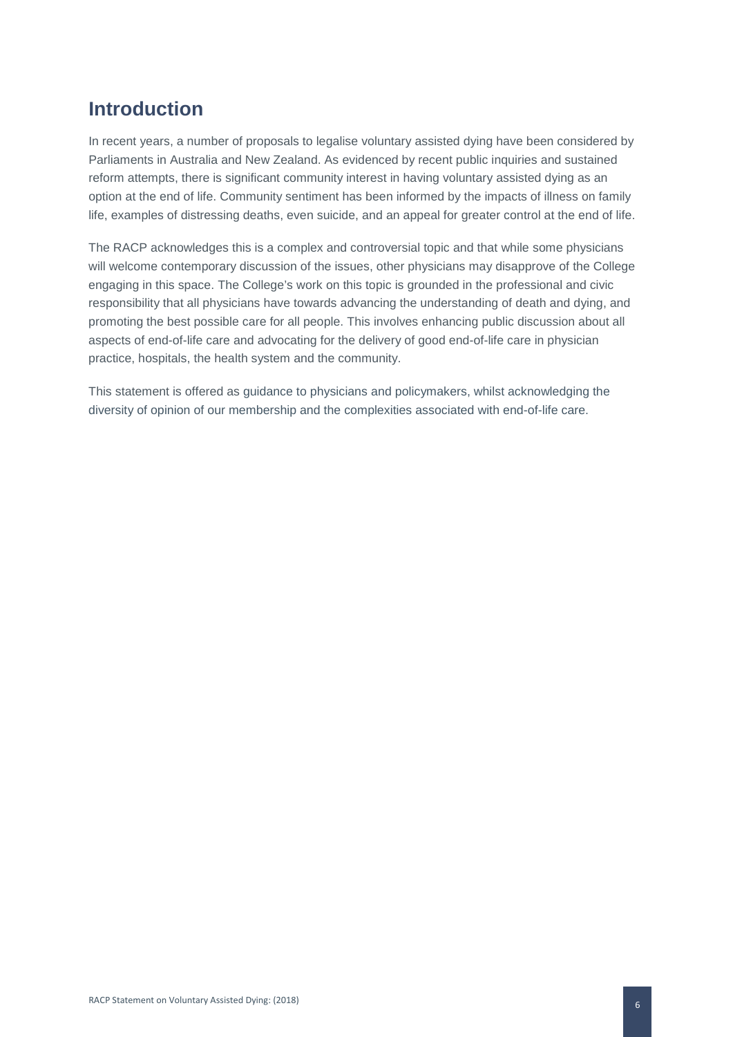# Introduction

In recent years, a number of proposals to legalise voluntary assisted dying have been considered by Parliaments in Australia and New Zealand. As evidenced by recent public inquiries and sustained reform attempts, there is significant community interest in having voluntary assisted dying as an option at the end of life. Community sentiment has been informed by the impacts of illness on family life, examples of distressing deaths, even suicide, and an appeal for greater control at the end of life.

The RACP acknowledges this is a complex and controversial topic and that while some physicians will welcome contemporary discussion of the issues, other physicians may disapprove of the College engaging in this space. The College's work on this topic is grounded in the professional and civic responsibility that all physicians have towards advancing the understanding of death and dying, and promoting the best possible care for all people. This involves enhancing public discussion about all aspects of end-of-life care and advocating for the delivery of good end-of-life care in physician practice, hospitals, the health system and the community.

This statement is offered as guidance to physicians and policymakers, whilst acknowledging the diversity of opinion of our membership and the complexities associated with end-of-life care.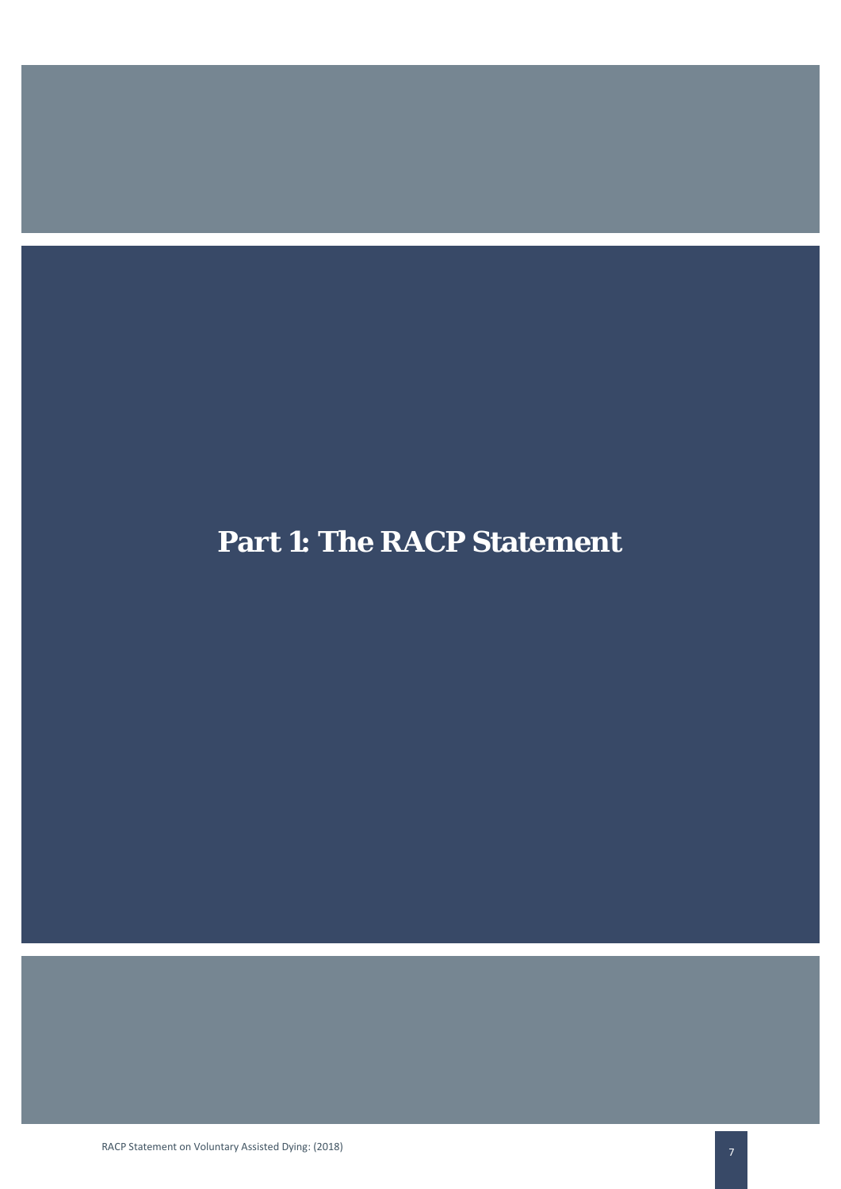# Part 1: The RACP Statement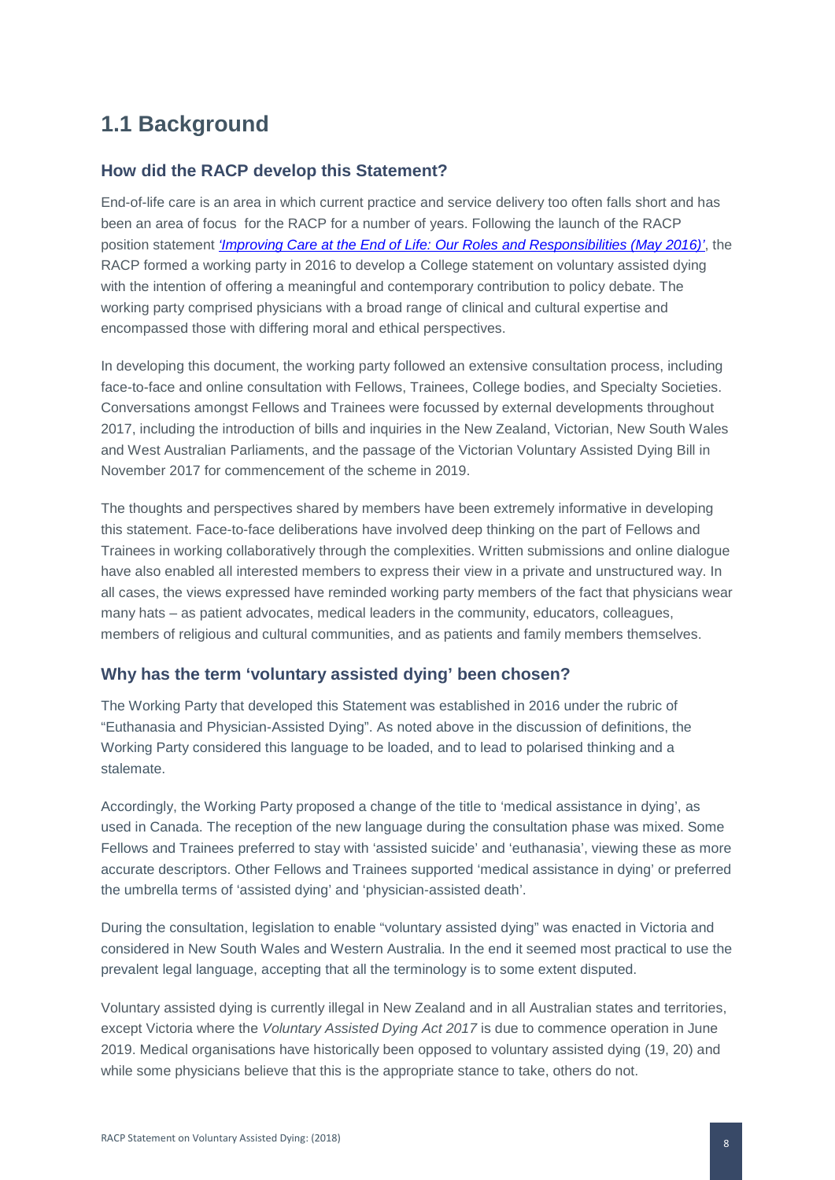## 1.1 Background

### How did the RACP develop this Statement?

End-of-life care is an area in which current practice and service delivery too often falls short and has been an area of focus  for the RACP for a number of years. Following the launch of the RACP position statement *'Improving Care at the End of Life: Our Roles and Responsibilities (May 2016)'*, the RACP formed a working party in 2016 to develop a College statement on voluntary assisted dying with the intention of offering a meaningful and contemporary contribution to policy debate. The working party comprised physicians with a broad range of clinical and cultural expertise and encompassed those with differing moral and ethical perspectives.

In developing this document, the working party followed an extensive consultation process, including face-to-face and online consultation with Fellows, Trainees, College bodies, and Specialty Societies. Conversations amongst Fellows and Trainees were focussed by external developments throughout 2017, including the introduction of bills and inquiries in the New Zealand, Victorian, New South Wales and West Australian Parliaments, and the passage of the Victorian Voluntary Assisted Dying Bill in November 2017 for commencement of the scheme in 2019.

The thoughts and perspectives shared by members have been extremely informative in developing this statement. Face-to-face deliberations have involved deep thinking on the part of Fellows and Trainees in working collaboratively through the complexities. Written submissions and online dialogue have also enabled all interested members to express their view in a private and unstructured way. In all cases, the views expressed have reminded working party members of the fact that physicians wear many hats – as patient advocates, medical leaders in the community, educators, colleagues, members of religious and cultural communities, and as patients and family members themselves.

### Why has the term 'voluntary assisted dying' been chosen?

The Working Party that developed this Statement was established in 2016 under the rubric of "Euthanasia and Physician-Assisted Dying". As noted above in the discussion of definitions, the Working Party considered this language to be loaded, and to lead to polarised thinking and a stalemate.

Accordingly, the Working Party proposed a change of the title to 'medical assistance in dying', as used in Canada. The reception of the new language during the consultation phase was mixed. Some Fellows and Trainees preferred to stay with 'assisted suicide' and 'euthanasia', viewing these as more accurate descriptors. Other Fellows and Trainees supported 'medical assistance in dying' or preferred the umbrella terms of 'assisted dying' and 'physician-assisted death'.

During the consultation, legislation to enable "voluntary assisted dying" was enacted in Victoria and considered in New South Wales and Western Australia. In the end it seemed most practical to use the prevalent legal language, accepting that all the terminology is to some extent disputed.

Voluntary assisted dying is currently illegal in New Zealand and in all Australian states and territories, except Victoria where the *Voluntary Assisted Dying Act 2017* is due to commence operation in June 2019. Medical organisations have historically been opposed to voluntary assisted dying (19, 20) and while some physicians believe that this is the appropriate stance to take, others do not.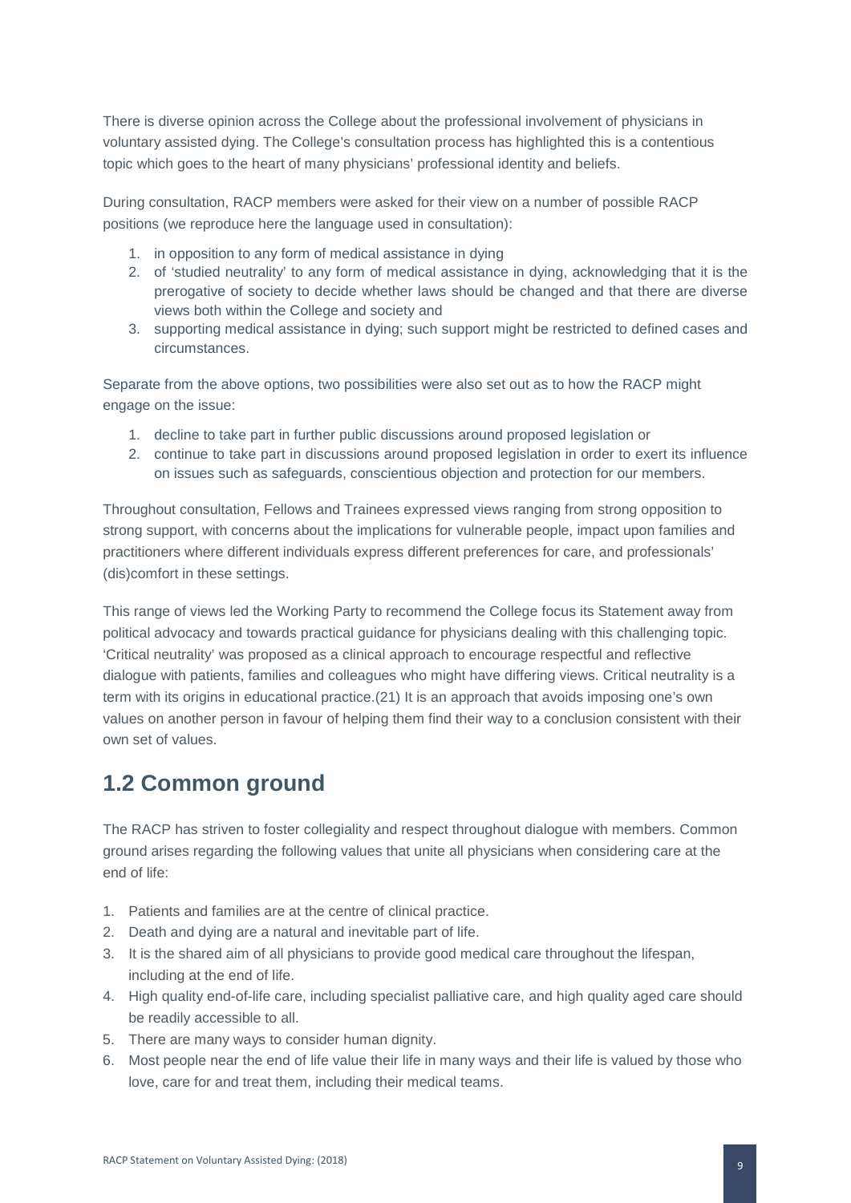There is diverse opinion across the College about the professional involvement of physicians in voluntary assisted dying. The College's consultation process has highlighted this is a contentious topic which goes to the heart of many physicians' professional identity and beliefs.

During consultation, RACP members were asked for their view on a number of possible RACP positions (we reproduce here the language used in consultation):

1. in opposition to any form of medical assistance in dying
2. of 'studied neutrality' to any form of medical assistance in dying, acknowledging that it is the prerogative of society to decide whether laws should be changed and that there are diverse views both within the College and society and
3. supporting medical assistance in dying; such support might be restricted to defined cases and circumstances.

Separate from the above options, two possibilities were also set out as to how the RACP might engage on the issue:

1. decline to take part in further public discussions around proposed legislation or
2. continue to take part in discussions around proposed legislation in order to exert its influence on issues such as safeguards, conscientious objection and protection for our members.

Throughout consultation, Fellows and Trainees expressed views ranging from strong opposition to strong support, with concerns about the implications for vulnerable people, impact upon families and practitioners where different individuals express different preferences for care, and professionals' (dis)comfort in these settings.

This range of views led the Working Party to recommend the College focus its Statement away from political advocacy and towards practical guidance for physicians dealing with this challenging topic. 'Critical neutrality' was proposed as a clinical approach to encourage respectful and reflective dialogue with patients, families and colleagues who might have differing views. Critical neutrality is a term with its origins in educational practice.(21) It is an approach that avoids imposing one's own values on another person in favour of helping them find their way to a conclusion consistent with their own set of values.

## 1.2 Common ground

The RACP has striven to foster collegiality and respect throughout dialogue with members. Common ground arises regarding the following values that unite all physicians when considering care at the end of life:

1. Patients and families are at the centre of clinical practice.
2. Death and dying are a natural and inevitable part of life.
3. It is the shared aim of all physicians to provide good medical care throughout the lifespan, including at the end of life.
4. High quality end-of-life care, including specialist palliative care, and high quality aged care should be readily accessible to all.
5. There are many ways to consider human dignity.
6. Most people near the end of life value their life in many ways and their life is valued by those who love, care for and treat them, including their medical teams.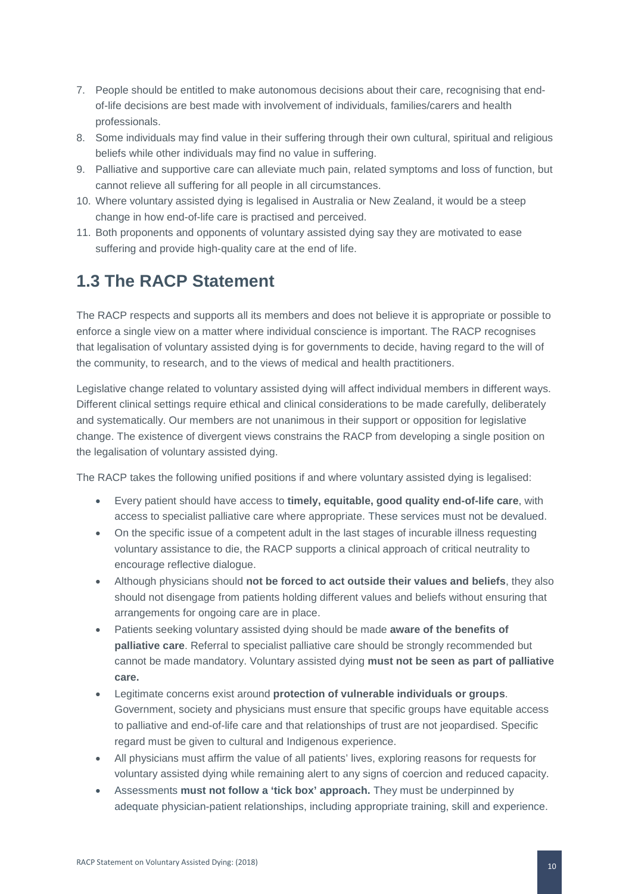7. People should be entitled to make autonomous decisions about their care, recognising that end-of-life decisions are best made with involvement of individuals, families/carers and health professionals.
8. Some individuals may find value in their suffering through their own cultural, spiritual and religious beliefs while other individuals may find no value in suffering.
9. Palliative and supportive care can alleviate much pain, related symptoms and loss of function, but cannot relieve all suffering for all people in all circumstances.
10. Where voluntary assisted dying is legalised in Australia or New Zealand, it would be a steep change in how end-of-life care is practised and perceived.
11. Both proponents and opponents of voluntary assisted dying say they are motivated to ease suffering and provide high-quality care at the end of life.

## 1.3 The RACP Statement

The RACP respects and supports all its members and does not believe it is appropriate or possible to enforce a single view on a matter where individual conscience is important. The RACP recognises that legalisation of voluntary assisted dying is for governments to decide, having regard to the will of the community, to research, and to the views of medical and health practitioners.

Legislative change related to voluntary assisted dying will affect individual members in different ways. Different clinical settings require ethical and clinical considerations to be made carefully, deliberately and systematically. Our members are not unanimous in their support or opposition for legislative change. The existence of divergent views constrains the RACP from developing a single position on the legalisation of voluntary assisted dying.

The RACP takes the following unified positions if and where voluntary assisted dying is legalised:

- Every patient should have access to **timely, equitable, good quality end-of-life care**, with access to specialist palliative care where appropriate. These services must not be devalued.
- On the specific issue of a competent adult in the last stages of incurable illness requesting voluntary assistance to die, the RACP supports a clinical approach of critical neutrality to encourage reflective dialogue.
- Although physicians should **not be forced to act outside their values and beliefs**, they also should not disengage from patients holding different values and beliefs without ensuring that arrangements for ongoing care are in place.
- Patients seeking voluntary assisted dying should be made **aware of the benefits of palliative care**. Referral to specialist palliative care should be strongly recommended but cannot be made mandatory. Voluntary assisted dying **must not be seen as part of palliative care.**
- Legitimate concerns exist around **protection of vulnerable individuals or groups**. Government, society and physicians must ensure that specific groups have equitable access to palliative and end-of-life care and that relationships of trust are not jeopardised. Specific regard must be given to cultural and Indigenous experience.
- All physicians must affirm the value of all patients' lives, exploring reasons for requests for voluntary assisted dying while remaining alert to any signs of coercion and reduced capacity.
- Assessments **must not follow a 'tick box' approach.** They must be underpinned by adequate physician-patient relationships, including appropriate training, skill and experience.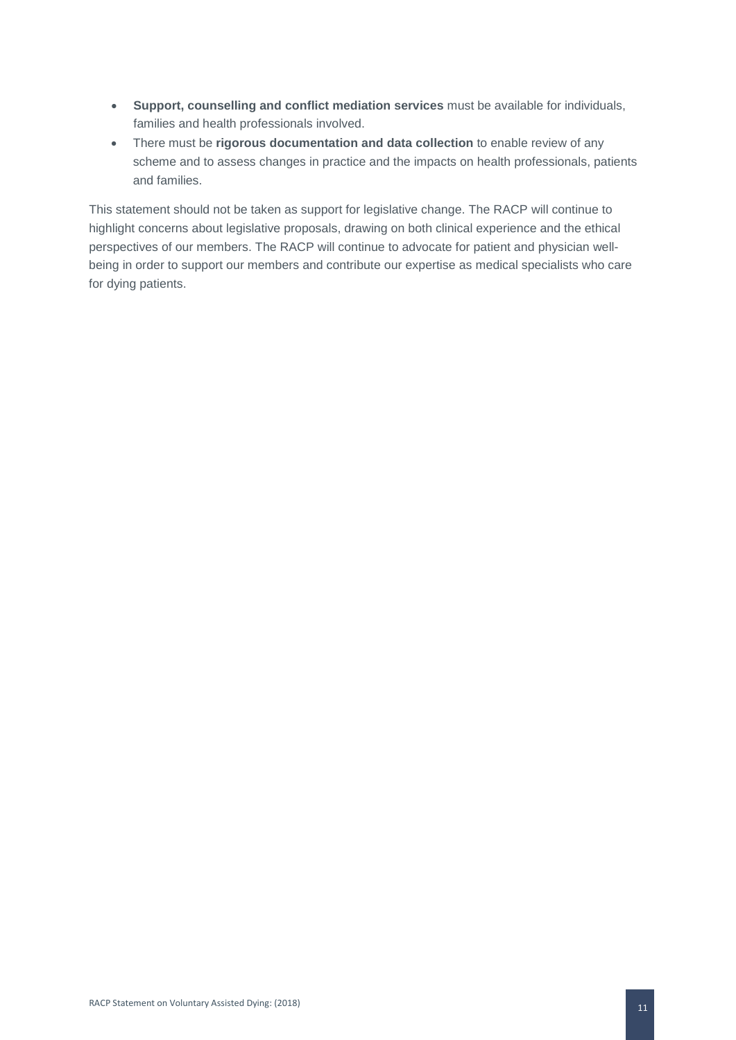- **Support, counselling and conflict mediation services** must be available for individuals, families and health professionals involved.
- There must be **rigorous documentation and data collection** to enable review of any scheme and to assess changes in practice and the impacts on health professionals, patients and families.

This statement should not be taken as support for legislative change. The RACP will continue to highlight concerns about legislative proposals, drawing on both clinical experience and the ethical perspectives of our members. The RACP will continue to advocate for patient and physician well-being in order to support our members and contribute our expertise as medical specialists who care for dying patients.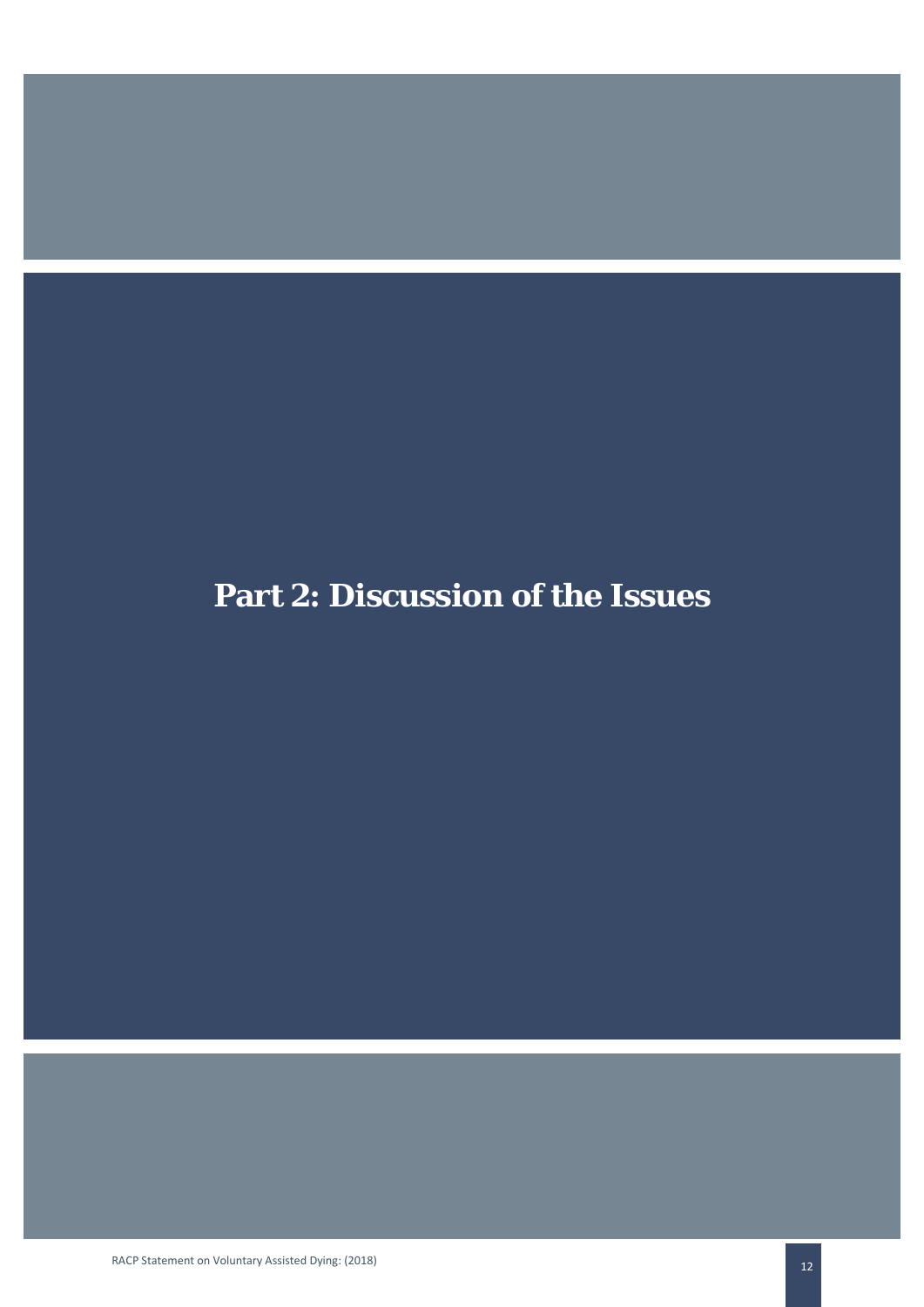# Part 2: Discussion of the Issues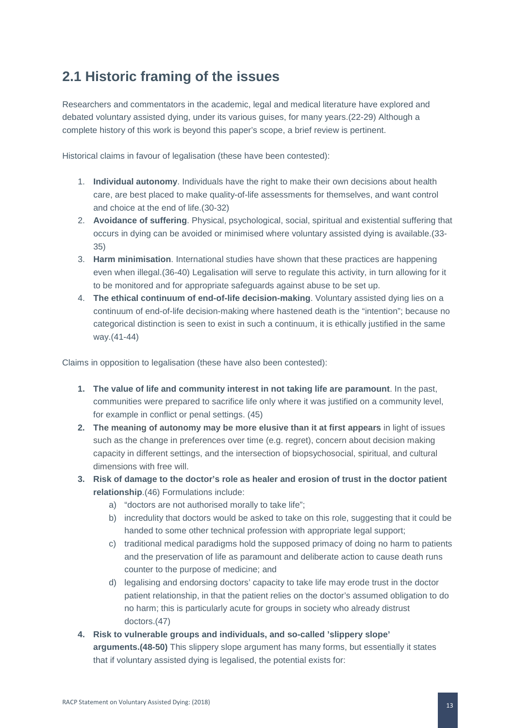## 2.1 Historic framing of the issues

Researchers and commentators in the academic, legal and medical literature have explored and debated voluntary assisted dying, under its various guises, for many years.(22-29) Although a complete history of this work is beyond this paper's scope, a brief review is pertinent.

Historical claims in favour of legalisation (these have been contested):

1. **Individual autonomy**. Individuals have the right to make their own decisions about health care, are best placed to make quality-of-life assessments for themselves, and want control and choice at the end of life.(30-32)
2. **Avoidance of suffering**. Physical, psychological, social, spiritual and existential suffering that occurs in dying can be avoided or minimised where voluntary assisted dying is available.(33-35)
3. **Harm minimisation**. International studies have shown that these practices are happening even when illegal.(36-40) Legalisation will serve to regulate this activity, in turn allowing for it to be monitored and for appropriate safeguards against abuse to be set up.
4. **The ethical continuum of end-of-life decision-making**. Voluntary assisted dying lies on a continuum of end-of-life decision-making where hastened death is the "intention"; because no categorical distinction is seen to exist in such a continuum, it is ethically justified in the same way.(41-44)

Claims in opposition to legalisation (these have also been contested):

1. **The value of life and community interest in not taking life are paramount**. In the past, communities were prepared to sacrifice life only where it was justified on a community level, for example in conflict or penal settings. (45)
2. **The meaning of autonomy may be more elusive than it at first appears** in light of issues such as the change in preferences over time (e.g. regret), concern about decision making capacity in different settings, and the intersection of biopsychosocial, spiritual, and cultural dimensions with free will.
3. **Risk of damage to the doctor's role as healer and erosion of trust in the doctor patient relationship**.(46) Formulations include:
   a) "doctors are not authorised morally to take life";
   b) incredulity that doctors would be asked to take on this role, suggesting that it could be handed to some other technical profession with appropriate legal support;
   c) traditional medical paradigms hold the supposed primacy of doing no harm to patients and the preservation of life as paramount and deliberate action to cause death runs counter to the purpose of medicine; and
   d) legalising and endorsing doctors' capacity to take life may erode trust in the doctor patient relationship, in that the patient relies on the doctor's assumed obligation to do no harm; this is particularly acute for groups in society who already distrust doctors.(47)
4. **Risk to vulnerable groups and individuals, and so-called 'slippery slope' arguments.(48-50)** This slippery slope argument has many forms, but essentially it states that if voluntary assisted dying is legalised, the potential exists for: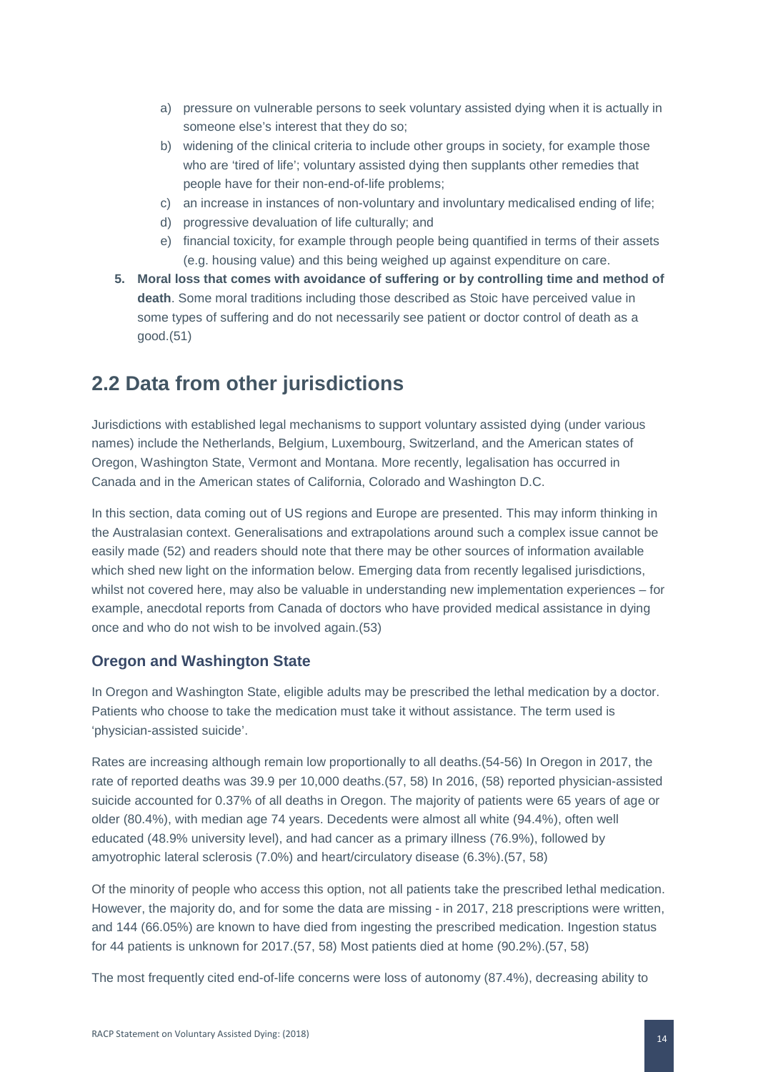a) pressure on vulnerable persons to seek voluntary assisted dying when it is actually in someone else's interest that they do so;
b) widening of the clinical criteria to include other groups in society, for example those who are 'tired of life'; voluntary assisted dying then supplants other remedies that people have for their non-end-of-life problems;
c) an increase in instances of non-voluntary and involuntary medicalised ending of life;
d) progressive devaluation of life culturally; and
e) financial toxicity, for example through people being quantified in terms of their assets (e.g. housing value) and this being weighed up against expenditure on care.

5. **Moral loss that comes with avoidance of suffering or by controlling time and method of death**. Some moral traditions including those described as Stoic have perceived value in some types of suffering and do not necessarily see patient or doctor control of death as a good.(51)

## 2.2 Data from other jurisdictions

Jurisdictions with established legal mechanisms to support voluntary assisted dying (under various names) include the Netherlands, Belgium, Luxembourg, Switzerland, and the American states of Oregon, Washington State, Vermont and Montana. More recently, legalisation has occurred in Canada and in the American states of California, Colorado and Washington D.C.

In this section, data coming out of US regions and Europe are presented. This may inform thinking in the Australasian context. Generalisations and extrapolations around such a complex issue cannot be easily made (52) and readers should note that there may be other sources of information available which shed new light on the information below. Emerging data from recently legalised jurisdictions, whilst not covered here, may also be valuable in understanding new implementation experiences – for example, anecdotal reports from Canada of doctors who have provided medical assistance in dying once and who do not wish to be involved again.(53)

### Oregon and Washington State

In Oregon and Washington State, eligible adults may be prescribed the lethal medication by a doctor. Patients who choose to take the medication must take it without assistance. The term used is 'physician-assisted suicide'.

Rates are increasing although remain low proportionally to all deaths.(54-56) In Oregon in 2017, the rate of reported deaths was 39.9 per 10,000 deaths.(57, 58) In 2016, (58) reported physician-assisted suicide accounted for 0.37% of all deaths in Oregon. The majority of patients were 65 years of age or older (80.4%), with median age 74 years. Decedents were almost all white (94.4%), often well educated (48.9% university level), and had cancer as a primary illness (76.9%), followed by amyotrophic lateral sclerosis (7.0%) and heart/circulatory disease (6.3%).(57, 58)

Of the minority of people who access this option, not all patients take the prescribed lethal medication. However, the majority do, and for some the data are missing - in 2017, 218 prescriptions were written, and 144 (66.05%) are known to have died from ingesting the prescribed medication. Ingestion status for 44 patients is unknown for 2017.(57, 58) Most patients died at home (90.2%).(57, 58)

The most frequently cited end-of-life concerns were loss of autonomy (87.4%), decreasing ability to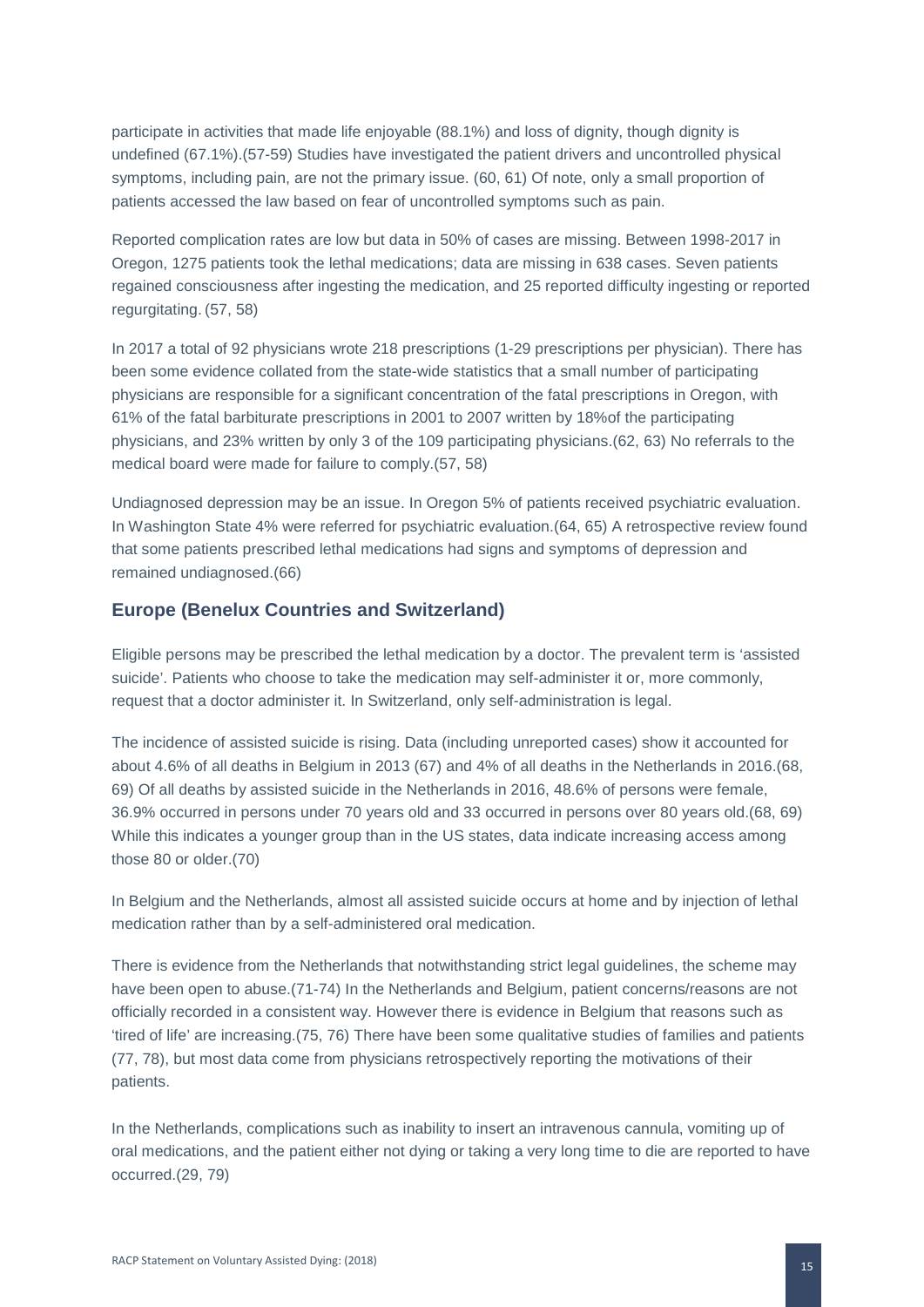participate in activities that made life enjoyable (88.1%) and loss of dignity, though dignity is undefined (67.1%).(57-59) Studies have investigated the patient drivers and uncontrolled physical symptoms, including pain, are not the primary issue. (60, 61) Of note, only a small proportion of patients accessed the law based on fear of uncontrolled symptoms such as pain.

Reported complication rates are low but data in 50% of cases are missing. Between 1998-2017 in Oregon, 1275 patients took the lethal medications; data are missing in 638 cases. Seven patients regained consciousness after ingesting the medication, and 25 reported difficulty ingesting or reported regurgitating. (57, 58)

In 2017 a total of 92 physicians wrote 218 prescriptions (1-29 prescriptions per physician). There has been some evidence collated from the state-wide statistics that a small number of participating physicians are responsible for a significant concentration of the fatal prescriptions in Oregon, with 61% of the fatal barbiturate prescriptions in 2001 to 2007 written by 18%of the participating physicians, and 23% written by only 3 of the 109 participating physicians.(62, 63) No referrals to the medical board were made for failure to comply.(57, 58)

Undiagnosed depression may be an issue. In Oregon 5% of patients received psychiatric evaluation. In Washington State 4% were referred for psychiatric evaluation.(64, 65) A retrospective review found that some patients prescribed lethal medications had signs and symptoms of depression and remained undiagnosed.(66)

## Europe (Benelux Countries and Switzerland)

Eligible persons may be prescribed the lethal medication by a doctor. The prevalent term is 'assisted suicide'. Patients who choose to take the medication may self-administer it or, more commonly, request that a doctor administer it. In Switzerland, only self-administration is legal.

The incidence of assisted suicide is rising. Data (including unreported cases) show it accounted for about 4.6% of all deaths in Belgium in 2013 (67) and 4% of all deaths in the Netherlands in 2016.(68, 69) Of all deaths by assisted suicide in the Netherlands in 2016, 48.6% of persons were female, 36.9% occurred in persons under 70 years old and 33 occurred in persons over 80 years old.(68, 69) While this indicates a younger group than in the US states, data indicate increasing access among those 80 or older.(70)

In Belgium and the Netherlands, almost all assisted suicide occurs at home and by injection of lethal medication rather than by a self-administered oral medication.

There is evidence from the Netherlands that notwithstanding strict legal guidelines, the scheme may have been open to abuse.(71-74) In the Netherlands and Belgium, patient concerns/reasons are not officially recorded in a consistent way. However there is evidence in Belgium that reasons such as 'tired of life' are increasing.(75, 76) There have been some qualitative studies of families and patients (77, 78), but most data come from physicians retrospectively reporting the motivations of their patients.

In the Netherlands, complications such as inability to insert an intravenous cannula, vomiting up of oral medications, and the patient either not dying or taking a very long time to die are reported to have occurred.(29, 79)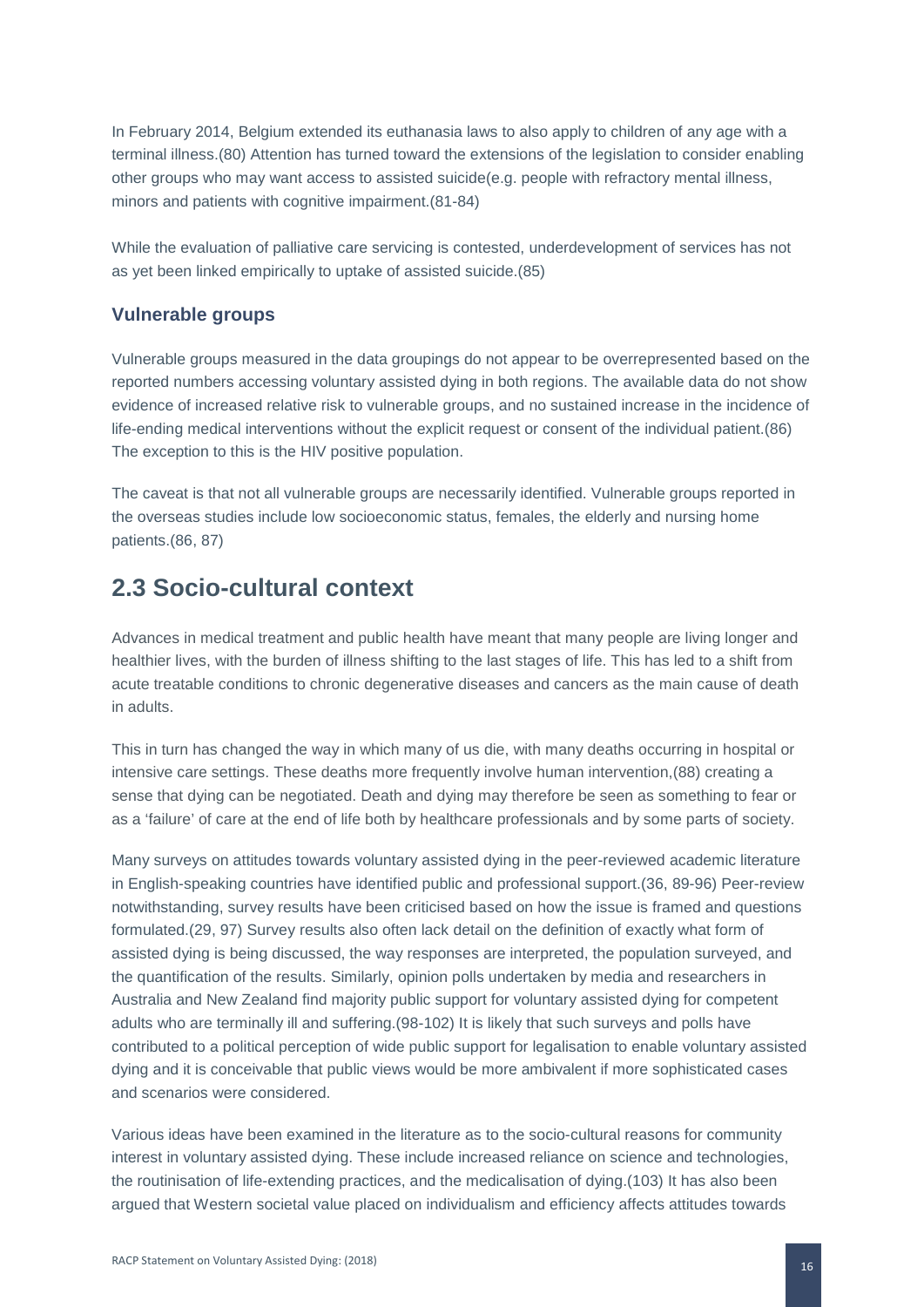In February 2014, Belgium extended its euthanasia laws to also apply to children of any age with a terminal illness.(80) Attention has turned toward the extensions of the legislation to consider enabling other groups who may want access to assisted suicide(e.g. people with refractory mental illness, minors and patients with cognitive impairment.(81-84)

While the evaluation of palliative care servicing is contested, underdevelopment of services has not as yet been linked empirically to uptake of assisted suicide.(85)

### Vulnerable groups

Vulnerable groups measured in the data groupings do not appear to be overrepresented based on the reported numbers accessing voluntary assisted dying in both regions. The available data do not show evidence of increased relative risk to vulnerable groups, and no sustained increase in the incidence of life-ending medical interventions without the explicit request or consent of the individual patient.(86) The exception to this is the HIV positive population.

The caveat is that not all vulnerable groups are necessarily identified. Vulnerable groups reported in the overseas studies include low socioeconomic status, females, the elderly and nursing home patients.(86, 87)

## 2.3 Socio-cultural context

Advances in medical treatment and public health have meant that many people are living longer and healthier lives, with the burden of illness shifting to the last stages of life. This has led to a shift from acute treatable conditions to chronic degenerative diseases and cancers as the main cause of death in adults.

This in turn has changed the way in which many of us die, with many deaths occurring in hospital or intensive care settings. These deaths more frequently involve human intervention,(88) creating a sense that dying can be negotiated. Death and dying may therefore be seen as something to fear or as a 'failure' of care at the end of life both by healthcare professionals and by some parts of society.

Many surveys on attitudes towards voluntary assisted dying in the peer-reviewed academic literature in English-speaking countries have identified public and professional support.(36, 89-96) Peer-review notwithstanding, survey results have been criticised based on how the issue is framed and questions formulated.(29, 97) Survey results also often lack detail on the definition of exactly what form of assisted dying is being discussed, the way responses are interpreted, the population surveyed, and the quantification of the results. Similarly, opinion polls undertaken by media and researchers in Australia and New Zealand find majority public support for voluntary assisted dying for competent adults who are terminally ill and suffering.(98-102) It is likely that such surveys and polls have contributed to a political perception of wide public support for legalisation to enable voluntary assisted dying and it is conceivable that public views would be more ambivalent if more sophisticated cases and scenarios were considered.

Various ideas have been examined in the literature as to the socio-cultural reasons for community interest in voluntary assisted dying. These include increased reliance on science and technologies, the routinisation of life-extending practices, and the medicalisation of dying.(103) It has also been argued that Western societal value placed on individualism and efficiency affects attitudes towards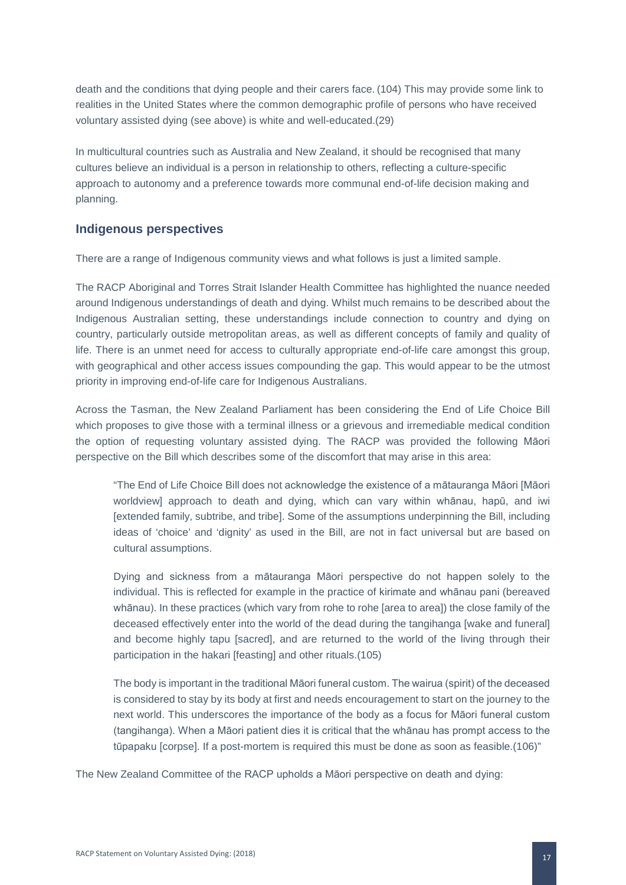death and the conditions that dying people and their carers face. (104) This may provide some link to realities in the United States where the common demographic profile of persons who have received voluntary assisted dying (see above) is white and well-educated.(29)

In multicultural countries such as Australia and New Zealand, it should be recognised that many cultures believe an individual is a person in relationship to others, reflecting a culture-specific approach to autonomy and a preference towards more communal end-of-life decision making and planning.

### Indigenous perspectives

There are a range of Indigenous community views and what follows is just a limited sample.

The RACP Aboriginal and Torres Strait Islander Health Committee has highlighted the nuance needed around Indigenous understandings of death and dying. Whilst much remains to be described about the Indigenous Australian setting, these understandings include connection to country and dying on country, particularly outside metropolitan areas, as well as different concepts of family and quality of life. There is an unmet need for access to culturally appropriate end-of-life care amongst this group, with geographical and other access issues compounding the gap. This would appear to be the utmost priority in improving end-of-life care for Indigenous Australians.

Across the Tasman, the New Zealand Parliament has been considering the End of Life Choice Bill which proposes to give those with a terminal illness or a grievous and irremediable medical condition the option of requesting voluntary assisted dying. The RACP was provided the following Māori perspective on the Bill which describes some of the discomfort that may arise in this area:

> "The End of Life Choice Bill does not acknowledge the existence of a mātauranga Māori [Māori worldview] approach to death and dying, which can vary within whānau, hapū, and iwi [extended family, subtribe, and tribe]. Some of the assumptions underpinning the Bill, including ideas of 'choice' and 'dignity' as used in the Bill, are not in fact universal but are based on cultural assumptions.
>
> Dying and sickness from a mātauranga Māori perspective do not happen solely to the individual. This is reflected for example in the practice of kirimate and whānau pani (bereaved whānau). In these practices (which vary from rohe to rohe [area to area]) the close family of the deceased effectively enter into the world of the dead during the tangihanga [wake and funeral] and become highly tapu [sacred], and are returned to the world of the living through their participation in the hakari [feasting] and other rituals.(105)
>
> The body is important in the traditional Māori funeral custom. The wairua (spirit) of the deceased is considered to stay by its body at first and needs encouragement to start on the journey to the next world. This underscores the importance of the body as a focus for Māori funeral custom (tangihanga). When a Māori patient dies it is critical that the whānau has prompt access to the tūpapaku [corpse]. If a post-mortem is required this must be done as soon as feasible.(106)"

The New Zealand Committee of the RACP upholds a Māori perspective on death and dying: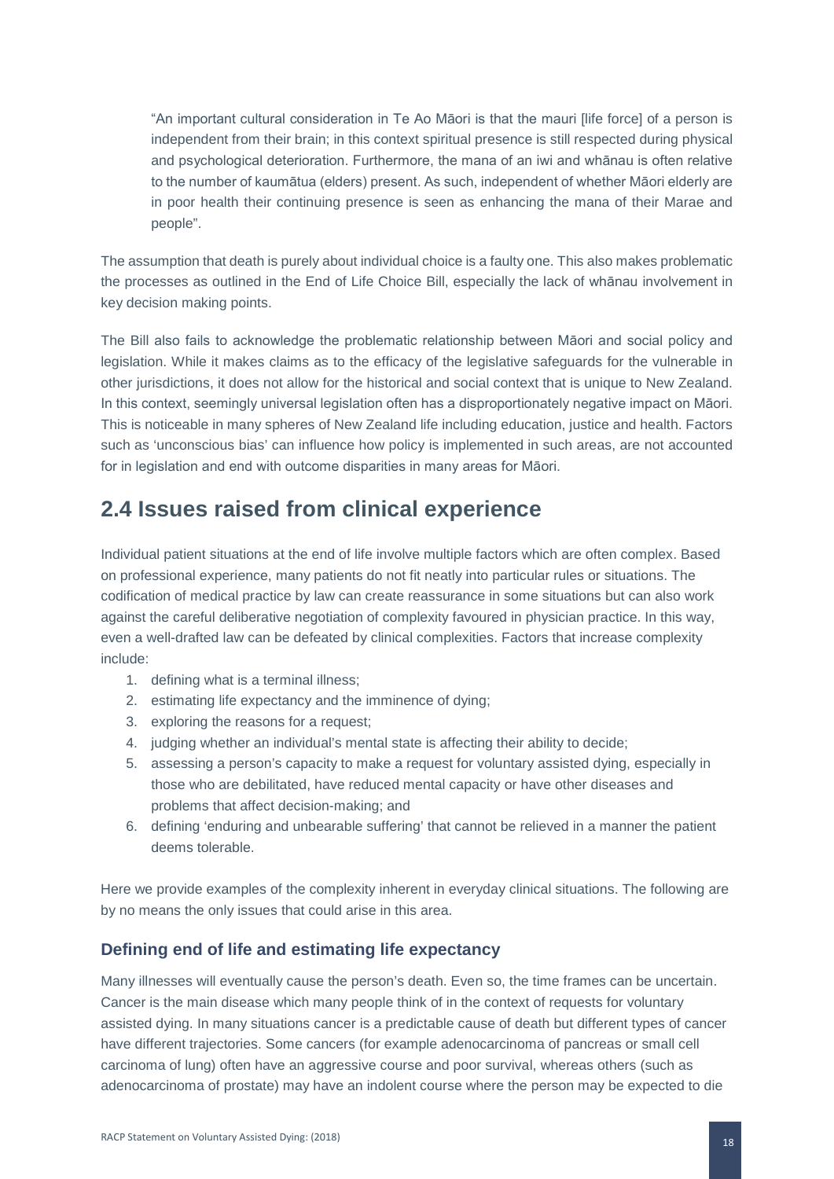> "An important cultural consideration in Te Ao Māori is that the mauri [life force] of a person is independent from their brain; in this context spiritual presence is still respected during physical and psychological deterioration. Furthermore, the mana of an iwi and whānau is often relative to the number of kaumātua (elders) present. As such, independent of whether Māori elderly are in poor health their continuing presence is seen as enhancing the mana of their Marae and people".

The assumption that death is purely about individual choice is a faulty one. This also makes problematic the processes as outlined in the End of Life Choice Bill, especially the lack of whānau involvement in key decision making points.

The Bill also fails to acknowledge the problematic relationship between Māori and social policy and legislation. While it makes claims as to the efficacy of the legislative safeguards for the vulnerable in other jurisdictions, it does not allow for the historical and social context that is unique to New Zealand. In this context, seemingly universal legislation often has a disproportionately negative impact on Māori. This is noticeable in many spheres of New Zealand life including education, justice and health. Factors such as 'unconscious bias' can influence how policy is implemented in such areas, are not accounted for in legislation and end with outcome disparities in many areas for Māori.

## 2.4 Issues raised from clinical experience

Individual patient situations at the end of life involve multiple factors which are often complex. Based on professional experience, many patients do not fit neatly into particular rules or situations. The codification of medical practice by law can create reassurance in some situations but can also work against the careful deliberative negotiation of complexity favoured in physician practice. In this way, even a well-drafted law can be defeated by clinical complexities. Factors that increase complexity include:

1. defining what is a terminal illness;
2. estimating life expectancy and the imminence of dying;
3. exploring the reasons for a request;
4. judging whether an individual's mental state is affecting their ability to decide;
5. assessing a person's capacity to make a request for voluntary assisted dying, especially in those who are debilitated, have reduced mental capacity or have other diseases and problems that affect decision-making; and
6. defining 'enduring and unbearable suffering' that cannot be relieved in a manner the patient deems tolerable.

Here we provide examples of the complexity inherent in everyday clinical situations. The following are by no means the only issues that could arise in this area.

### Defining end of life and estimating life expectancy

Many illnesses will eventually cause the person's death. Even so, the time frames can be uncertain. Cancer is the main disease which many people think of in the context of requests for voluntary assisted dying. In many situations cancer is a predictable cause of death but different types of cancer have different trajectories. Some cancers (for example adenocarcinoma of pancreas or small cell carcinoma of lung) often have an aggressive course and poor survival, whereas others (such as adenocarcinoma of prostate) may have an indolent course where the person may be expected to die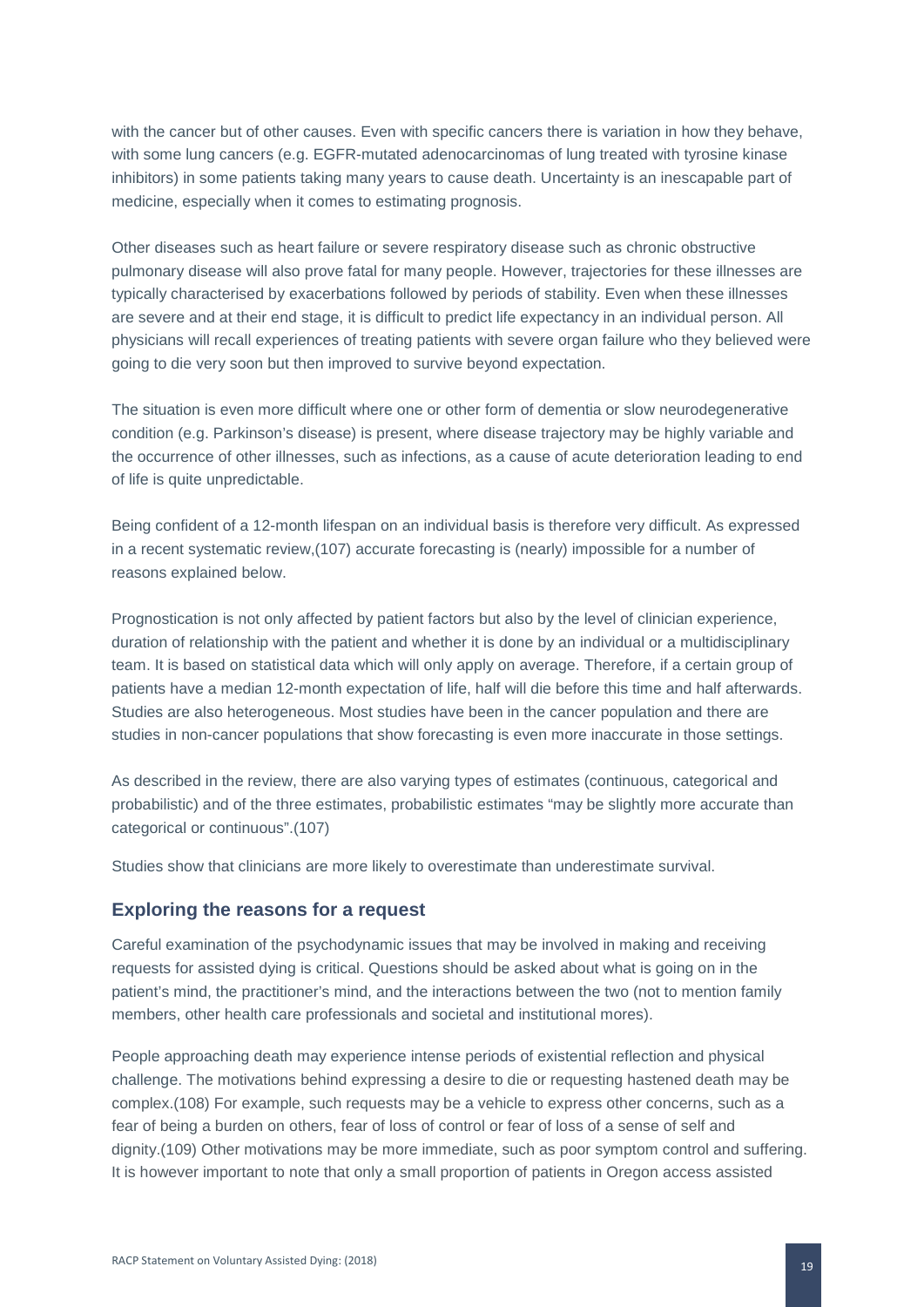with the cancer but of other causes. Even with specific cancers there is variation in how they behave, with some lung cancers (e.g. EGFR-mutated adenocarcinomas of lung treated with tyrosine kinase inhibitors) in some patients taking many years to cause death. Uncertainty is an inescapable part of medicine, especially when it comes to estimating prognosis.

Other diseases such as heart failure or severe respiratory disease such as chronic obstructive pulmonary disease will also prove fatal for many people. However, trajectories for these illnesses are typically characterised by exacerbations followed by periods of stability. Even when these illnesses are severe and at their end stage, it is difficult to predict life expectancy in an individual person. All physicians will recall experiences of treating patients with severe organ failure who they believed were going to die very soon but then improved to survive beyond expectation.

The situation is even more difficult where one or other form of dementia or slow neurodegenerative condition (e.g. Parkinson's disease) is present, where disease trajectory may be highly variable and the occurrence of other illnesses, such as infections, as a cause of acute deterioration leading to end of life is quite unpredictable.

Being confident of a 12-month lifespan on an individual basis is therefore very difficult. As expressed in a recent systematic review,(107) accurate forecasting is (nearly) impossible for a number of reasons explained below.

Prognostication is not only affected by patient factors but also by the level of clinician experience, duration of relationship with the patient and whether it is done by an individual or a multidisciplinary team. It is based on statistical data which will only apply on average. Therefore, if a certain group of patients have a median 12-month expectation of life, half will die before this time and half afterwards. Studies are also heterogeneous. Most studies have been in the cancer population and there are studies in non-cancer populations that show forecasting is even more inaccurate in those settings.

As described in the review, there are also varying types of estimates (continuous, categorical and probabilistic) and of the three estimates, probabilistic estimates "may be slightly more accurate than categorical or continuous".(107)

Studies show that clinicians are more likely to overestimate than underestimate survival.

## Exploring the reasons for a request

Careful examination of the psychodynamic issues that may be involved in making and receiving requests for assisted dying is critical. Questions should be asked about what is going on in the patient's mind, the practitioner's mind, and the interactions between the two (not to mention family members, other health care professionals and societal and institutional mores).

People approaching death may experience intense periods of existential reflection and physical challenge. The motivations behind expressing a desire to die or requesting hastened death may be complex.(108) For example, such requests may be a vehicle to express other concerns, such as a fear of being a burden on others, fear of loss of control or fear of loss of a sense of self and dignity.(109) Other motivations may be more immediate, such as poor symptom control and suffering. It is however important to note that only a small proportion of patients in Oregon access assisted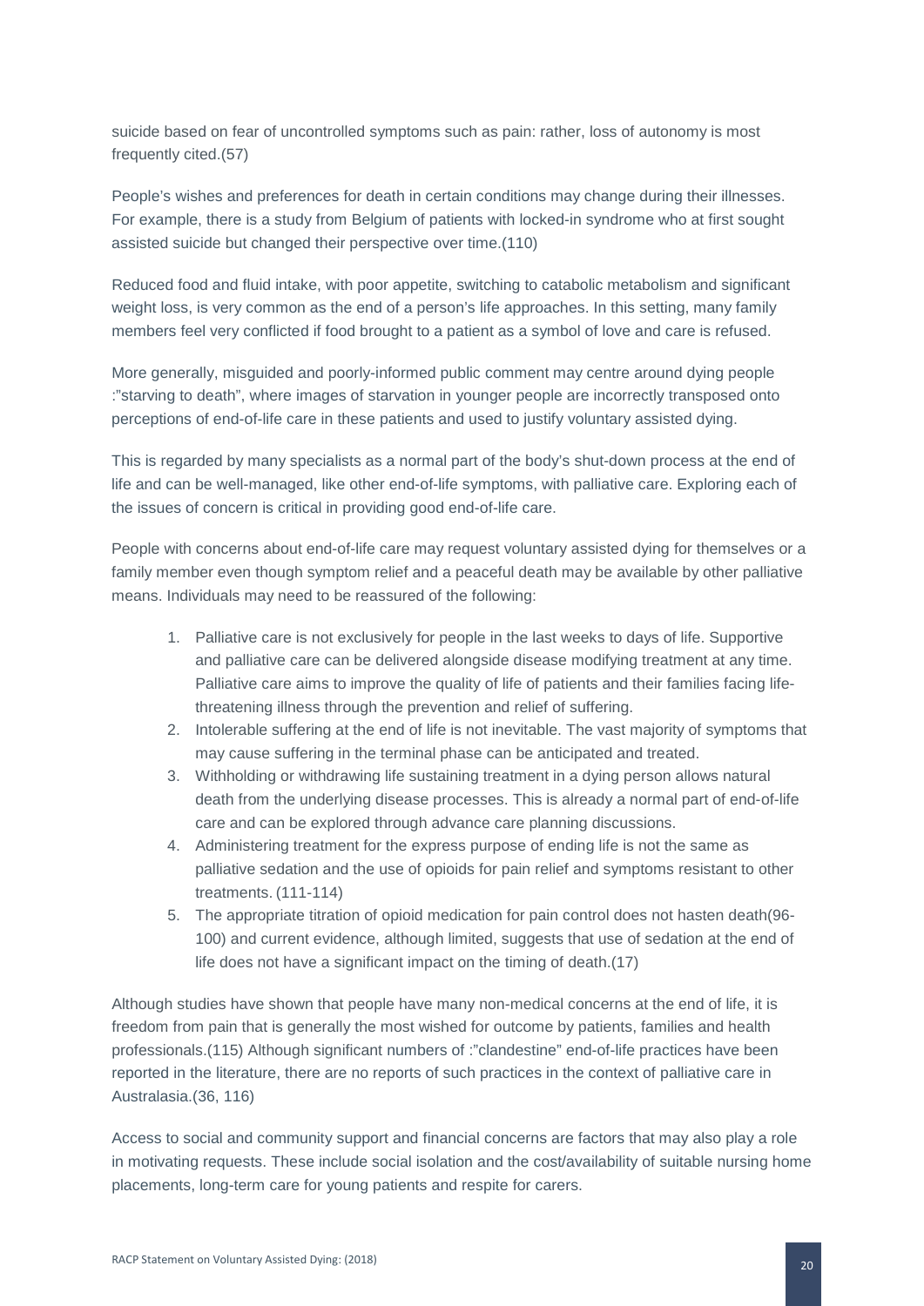suicide based on fear of uncontrolled symptoms such as pain: rather, loss of autonomy is most frequently cited.(57)

People's wishes and preferences for death in certain conditions may change during their illnesses. For example, there is a study from Belgium of patients with locked-in syndrome who at first sought assisted suicide but changed their perspective over time.(110)

Reduced food and fluid intake, with poor appetite, switching to catabolic metabolism and significant weight loss, is very common as the end of a person's life approaches. In this setting, many family members feel very conflicted if food brought to a patient as a symbol of love and care is refused.

More generally, misguided and poorly-informed public comment may centre around dying people :"starving to death", where images of starvation in younger people are incorrectly transposed onto perceptions of end-of-life care in these patients and used to justify voluntary assisted dying.

This is regarded by many specialists as a normal part of the body's shut-down process at the end of life and can be well-managed, like other end-of-life symptoms, with palliative care. Exploring each of the issues of concern is critical in providing good end-of-life care.

People with concerns about end-of-life care may request voluntary assisted dying for themselves or a family member even though symptom relief and a peaceful death may be available by other palliative means. Individuals may need to be reassured of the following:

1. Palliative care is not exclusively for people in the last weeks to days of life. Supportive and palliative care can be delivered alongside disease modifying treatment at any time. Palliative care aims to improve the quality of life of patients and their families facing life-threatening illness through the prevention and relief of suffering.
2. Intolerable suffering at the end of life is not inevitable. The vast majority of symptoms that may cause suffering in the terminal phase can be anticipated and treated.
3. Withholding or withdrawing life sustaining treatment in a dying person allows natural death from the underlying disease processes. This is already a normal part of end-of-life care and can be explored through advance care planning discussions.
4. Administering treatment for the express purpose of ending life is not the same as palliative sedation and the use of opioids for pain relief and symptoms resistant to other treatments. (111-114)
5. The appropriate titration of opioid medication for pain control does not hasten death(96-100) and current evidence, although limited, suggests that use of sedation at the end of life does not have a significant impact on the timing of death.(17)

Although studies have shown that people have many non-medical concerns at the end of life, it is freedom from pain that is generally the most wished for outcome by patients, families and health professionals.(115) Although significant numbers of :"clandestine" end-of-life practices have been reported in the literature, there are no reports of such practices in the context of palliative care in Australasia.(36, 116)

Access to social and community support and financial concerns are factors that may also play a role in motivating requests. These include social isolation and the cost/availability of suitable nursing home placements, long-term care for young patients and respite for carers.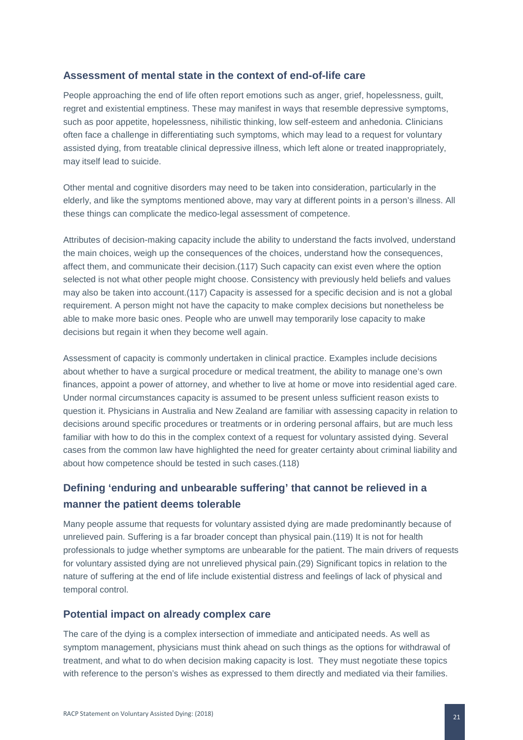### Assessment of mental state in the context of end-of-life care

People approaching the end of life often report emotions such as anger, grief, hopelessness, guilt, regret and existential emptiness. These may manifest in ways that resemble depressive symptoms, such as poor appetite, hopelessness, nihilistic thinking, low self-esteem and anhedonia. Clinicians often face a challenge in differentiating such symptoms, which may lead to a request for voluntary assisted dying, from treatable clinical depressive illness, which left alone or treated inappropriately, may itself lead to suicide.

Other mental and cognitive disorders may need to be taken into consideration, particularly in the elderly, and like the symptoms mentioned above, may vary at different points in a person's illness. All these things can complicate the medico-legal assessment of competence.

Attributes of decision-making capacity include the ability to understand the facts involved, understand the main choices, weigh up the consequences of the choices, understand how the consequences, affect them, and communicate their decision.(117) Such capacity can exist even where the option selected is not what other people might choose. Consistency with previously held beliefs and values may also be taken into account.(117) Capacity is assessed for a specific decision and is not a global requirement. A person might not have the capacity to make complex decisions but nonetheless be able to make more basic ones. People who are unwell may temporarily lose capacity to make decisions but regain it when they become well again.

Assessment of capacity is commonly undertaken in clinical practice. Examples include decisions about whether to have a surgical procedure or medical treatment, the ability to manage one's own finances, appoint a power of attorney, and whether to live at home or move into residential aged care. Under normal circumstances capacity is assumed to be present unless sufficient reason exists to question it. Physicians in Australia and New Zealand are familiar with assessing capacity in relation to decisions around specific procedures or treatments or in ordering personal affairs, but are much less familiar with how to do this in the complex context of a request for voluntary assisted dying. Several cases from the common law have highlighted the need for greater certainty about criminal liability and about how competence should be tested in such cases.(118)

## Defining 'enduring and unbearable suffering' that cannot be relieved in a manner the patient deems tolerable

Many people assume that requests for voluntary assisted dying are made predominantly because of unrelieved pain. Suffering is a far broader concept than physical pain.(119) It is not for health professionals to judge whether symptoms are unbearable for the patient. The main drivers of requests for voluntary assisted dying are not unrelieved physical pain.(29) Significant topics in relation to the nature of suffering at the end of life include existential distress and feelings of lack of physical and temporal control.

### Potential impact on already complex care

The care of the dying is a complex intersection of immediate and anticipated needs. As well as symptom management, physicians must think ahead on such things as the options for withdrawal of treatment, and what to do when decision making capacity is lost. They must negotiate these topics with reference to the person's wishes as expressed to them directly and mediated via their families.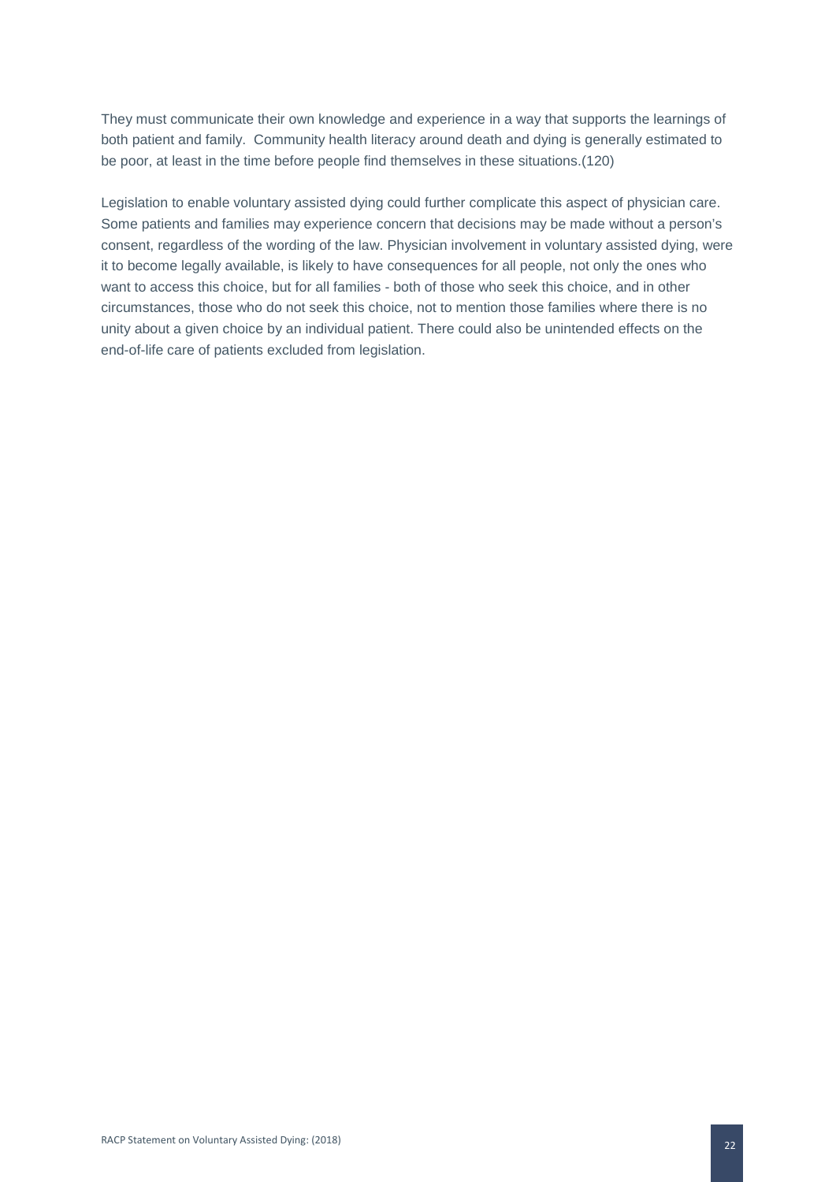They must communicate their own knowledge and experience in a way that supports the learnings of both patient and family. Community health literacy around death and dying is generally estimated to be poor, at least in the time before people find themselves in these situations.(120)

Legislation to enable voluntary assisted dying could further complicate this aspect of physician care. Some patients and families may experience concern that decisions may be made without a person's consent, regardless of the wording of the law. Physician involvement in voluntary assisted dying, were it to become legally available, is likely to have consequences for all people, not only the ones who want to access this choice, but for all families - both of those who seek this choice, and in other circumstances, those who do not seek this choice, not to mention those families where there is no unity about a given choice by an individual patient. There could also be unintended effects on the end-of-life care of patients excluded from legislation.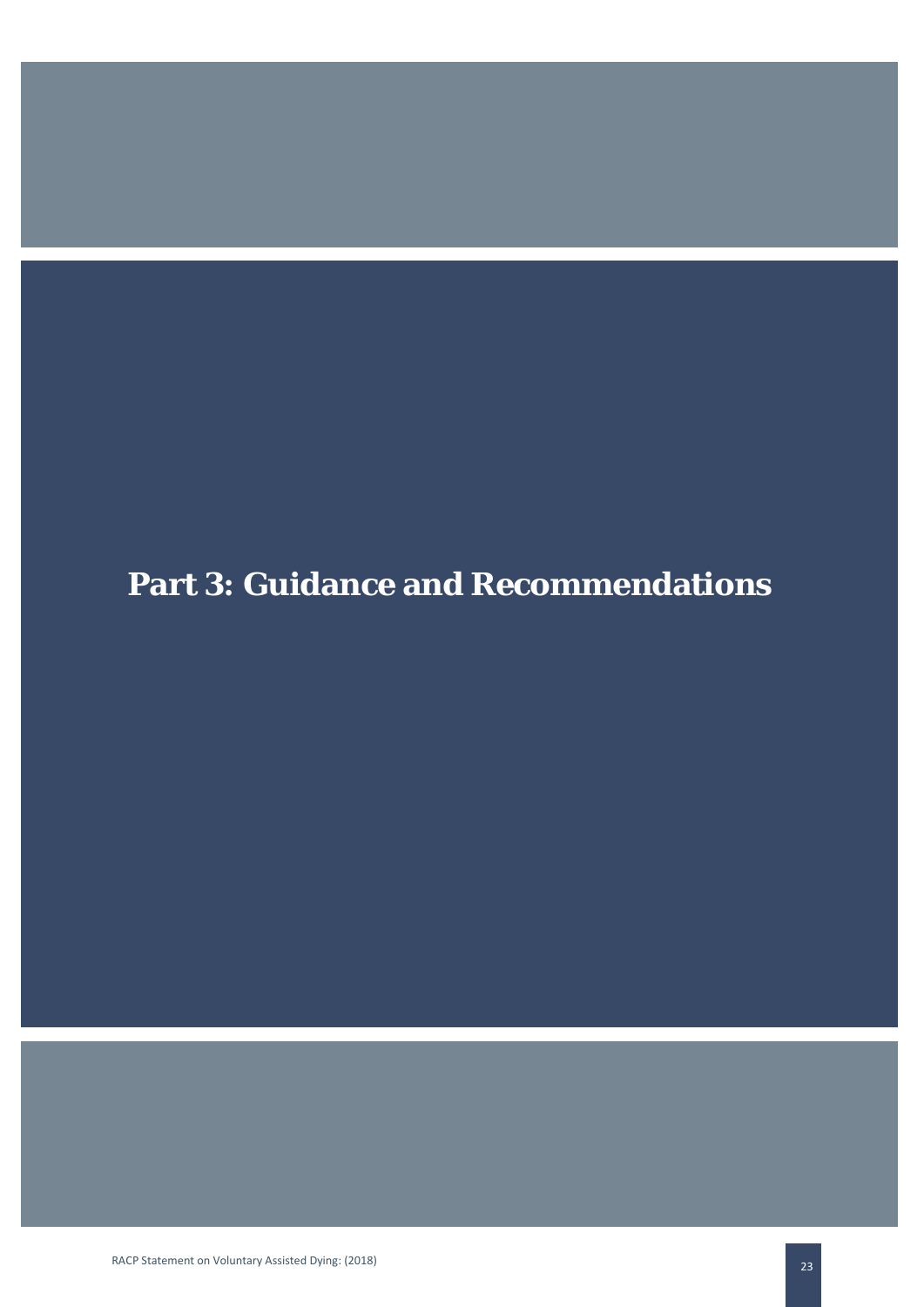# Part 3: Guidance and Recommendations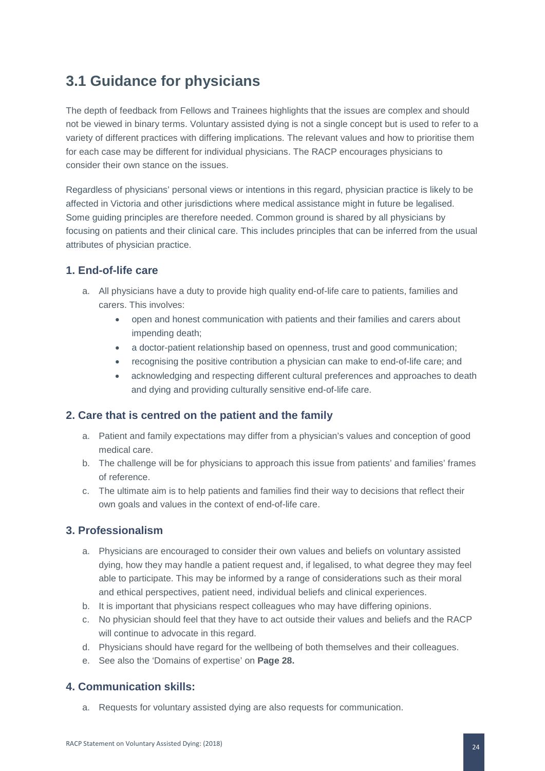## 3.1 Guidance for physicians

The depth of feedback from Fellows and Trainees highlights that the issues are complex and should not be viewed in binary terms. Voluntary assisted dying is not a single concept but is used to refer to a variety of different practices with differing implications. The relevant values and how to prioritise them for each case may be different for individual physicians. The RACP encourages physicians to consider their own stance on the issues.

Regardless of physicians' personal views or intentions in this regard, physician practice is likely to be affected in Victoria and other jurisdictions where medical assistance might in future be legalised. Some guiding principles are therefore needed. Common ground is shared by all physicians by focusing on patients and their clinical care. This includes principles that can be inferred from the usual attributes of physician practice.

### 1. End-of-life care

a. All physicians have a duty to provide high quality end-of-life care to patients, families and carers. This involves:
   - open and honest communication with patients and their families and carers about impending death;
   - a doctor-patient relationship based on openness, trust and good communication;
   - recognising the positive contribution a physician can make to end-of-life care; and
   - acknowledging and respecting different cultural preferences and approaches to death and dying and providing culturally sensitive end-of-life care.

### 2. Care that is centred on the patient and the family

a. Patient and family expectations may differ from a physician's values and conception of good medical care.
b. The challenge will be for physicians to approach this issue from patients' and families' frames of reference.
c. The ultimate aim is to help patients and families find their way to decisions that reflect their own goals and values in the context of end-of-life care.

### 3. Professionalism

a. Physicians are encouraged to consider their own values and beliefs on voluntary assisted dying, how they may handle a patient request and, if legalised, to what degree they may feel able to participate. This may be informed by a range of considerations such as their moral and ethical perspectives, patient need, individual beliefs and clinical experiences.
b. It is important that physicians respect colleagues who may have differing opinions.
c. No physician should feel that they have to act outside their values and beliefs and the RACP will continue to advocate in this regard.
d. Physicians should have regard for the wellbeing of both themselves and their colleagues.
e. See also the 'Domains of expertise' on **Page 28.**

### 4. Communication skills:

a. Requests for voluntary assisted dying are also requests for communication.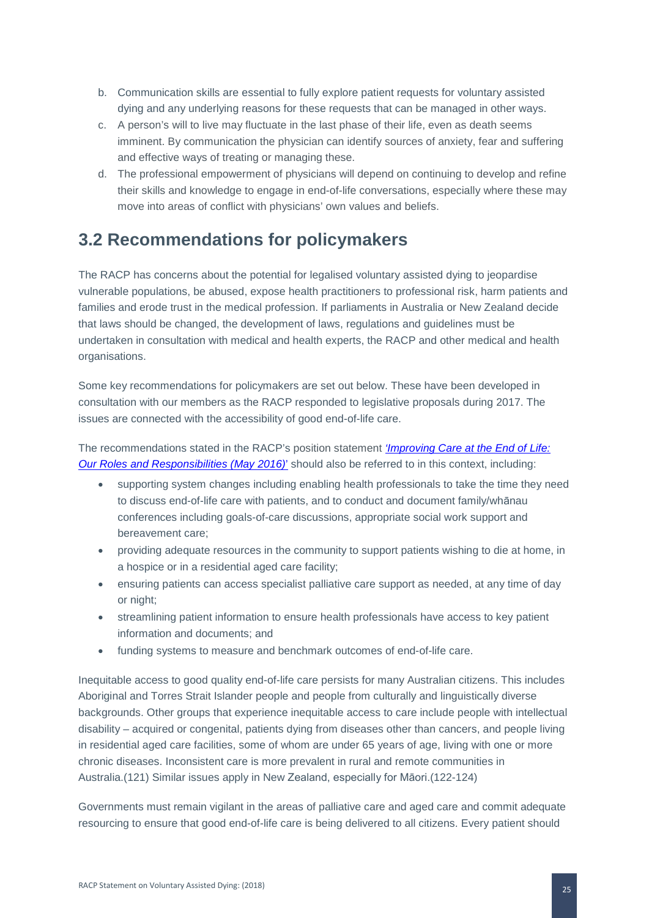b. Communication skills are essential to fully explore patient requests for voluntary assisted dying and any underlying reasons for these requests that can be managed in other ways.
c. A person's will to live may fluctuate in the last phase of their life, even as death seems imminent. By communication the physician can identify sources of anxiety, fear and suffering and effective ways of treating or managing these.
d. The professional empowerment of physicians will depend on continuing to develop and refine their skills and knowledge to engage in end-of-life conversations, especially where these may move into areas of conflict with physicians' own values and beliefs.

## 3.2 Recommendations for policymakers

The RACP has concerns about the potential for legalised voluntary assisted dying to jeopardise vulnerable populations, be abused, expose health practitioners to professional risk, harm patients and families and erode trust in the medical profession. If parliaments in Australia or New Zealand decide that laws should be changed, the development of laws, regulations and guidelines must be undertaken in consultation with medical and health experts, the RACP and other medical and health organisations.

Some key recommendations for policymakers are set out below. These have been developed in consultation with our members as the RACP responded to legislative proposals during 2017. The issues are connected with the accessibility of good end-of-life care.

The recommendations stated in the RACP's position statement *'Improving Care at the End of Life: Our Roles and Responsibilities (May 2016)'* should also be referred to in this context, including:

- supporting system changes including enabling health professionals to take the time they need to discuss end-of-life care with patients, and to conduct and document family/whānau conferences including goals-of-care discussions, appropriate social work support and bereavement care;
- providing adequate resources in the community to support patients wishing to die at home, in a hospice or in a residential aged care facility;
- ensuring patients can access specialist palliative care support as needed, at any time of day or night;
- streamlining patient information to ensure health professionals have access to key patient information and documents; and
- funding systems to measure and benchmark outcomes of end-of-life care.

Inequitable access to good quality end-of-life care persists for many Australian citizens. This includes Aboriginal and Torres Strait Islander people and people from culturally and linguistically diverse backgrounds. Other groups that experience inequitable access to care include people with intellectual disability – acquired or congenital, patients dying from diseases other than cancers, and people living in residential aged care facilities, some of whom are under 65 years of age, living with one or more chronic diseases. Inconsistent care is more prevalent in rural and remote communities in Australia.(121) Similar issues apply in New Zealand, especially for Māori.(122-124)

Governments must remain vigilant in the areas of palliative care and aged care and commit adequate resourcing to ensure that good end-of-life care is being delivered to all citizens. Every patient should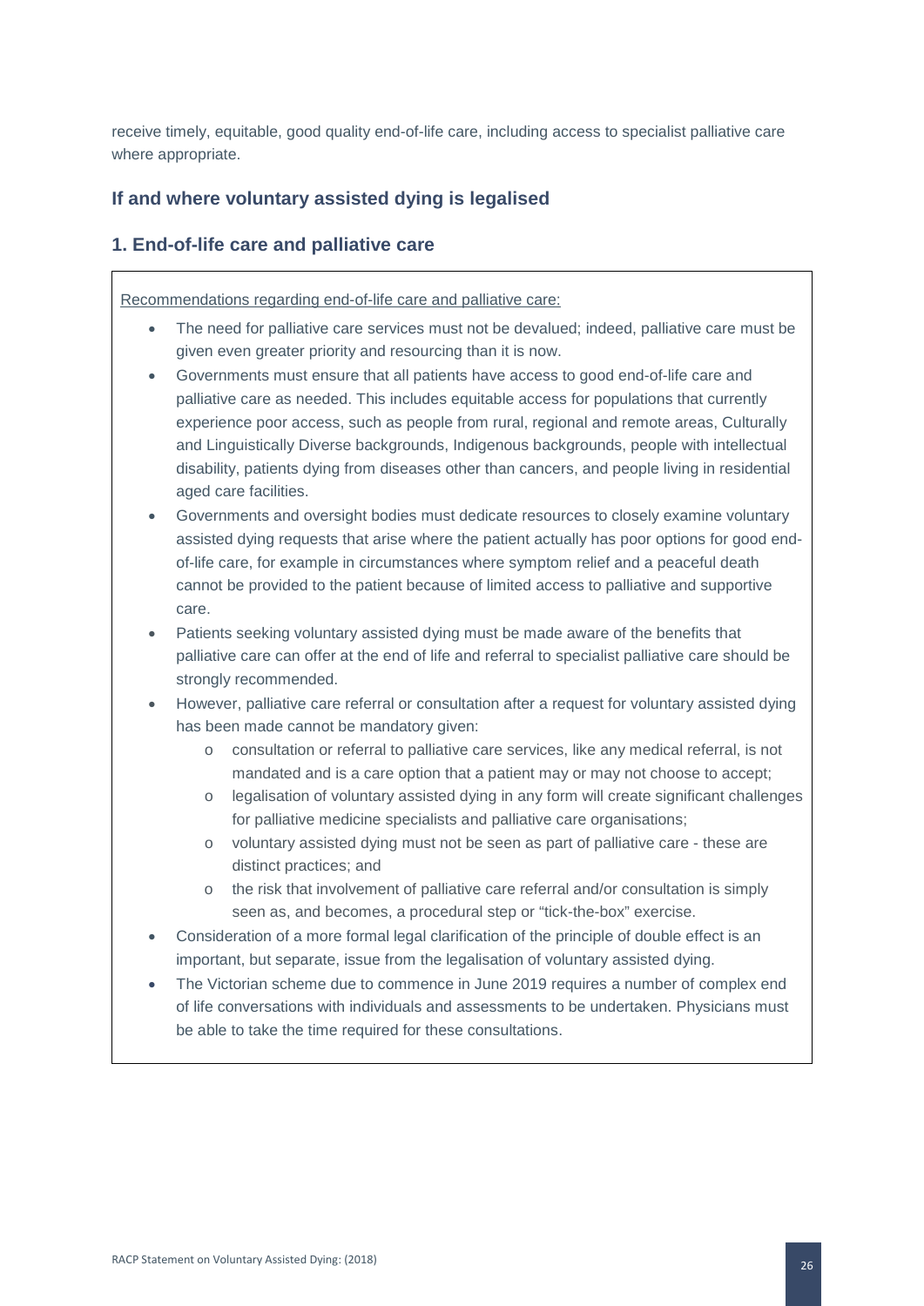receive timely, equitable, good quality end-of-life care, including access to specialist palliative care where appropriate.

## If and where voluntary assisted dying is legalised

### 1. End-of-life care and palliative care

Recommendations regarding end-of-life care and palliative care:

- The need for palliative care services must not be devalued; indeed, palliative care must be given even greater priority and resourcing than it is now.
- Governments must ensure that all patients have access to good end-of-life care and palliative care as needed. This includes equitable access for populations that currently experience poor access, such as people from rural, regional and remote areas, Culturally and Linguistically Diverse backgrounds, Indigenous backgrounds, people with intellectual disability, patients dying from diseases other than cancers, and people living in residential aged care facilities.
- Governments and oversight bodies must dedicate resources to closely examine voluntary assisted dying requests that arise where the patient actually has poor options for good end-of-life care, for example in circumstances where symptom relief and a peaceful death cannot be provided to the patient because of limited access to palliative and supportive care.
- Patients seeking voluntary assisted dying must be made aware of the benefits that palliative care can offer at the end of life and referral to specialist palliative care should be strongly recommended.
- However, palliative care referral or consultation after a request for voluntary assisted dying has been made cannot be mandatory given:
  - consultation or referral to palliative care services, like any medical referral, is not mandated and is a care option that a patient may or may not choose to accept;
  - legalisation of voluntary assisted dying in any form will create significant challenges for palliative medicine specialists and palliative care organisations;
  - voluntary assisted dying must not be seen as part of palliative care - these are distinct practices; and
  - the risk that involvement of palliative care referral and/or consultation is simply seen as, and becomes, a procedural step or "tick-the-box" exercise.
- Consideration of a more formal legal clarification of the principle of double effect is an important, but separate, issue from the legalisation of voluntary assisted dying.
- The Victorian scheme due to commence in June 2019 requires a number of complex end of life conversations with individuals and assessments to be undertaken. Physicians must be able to take the time required for these consultations.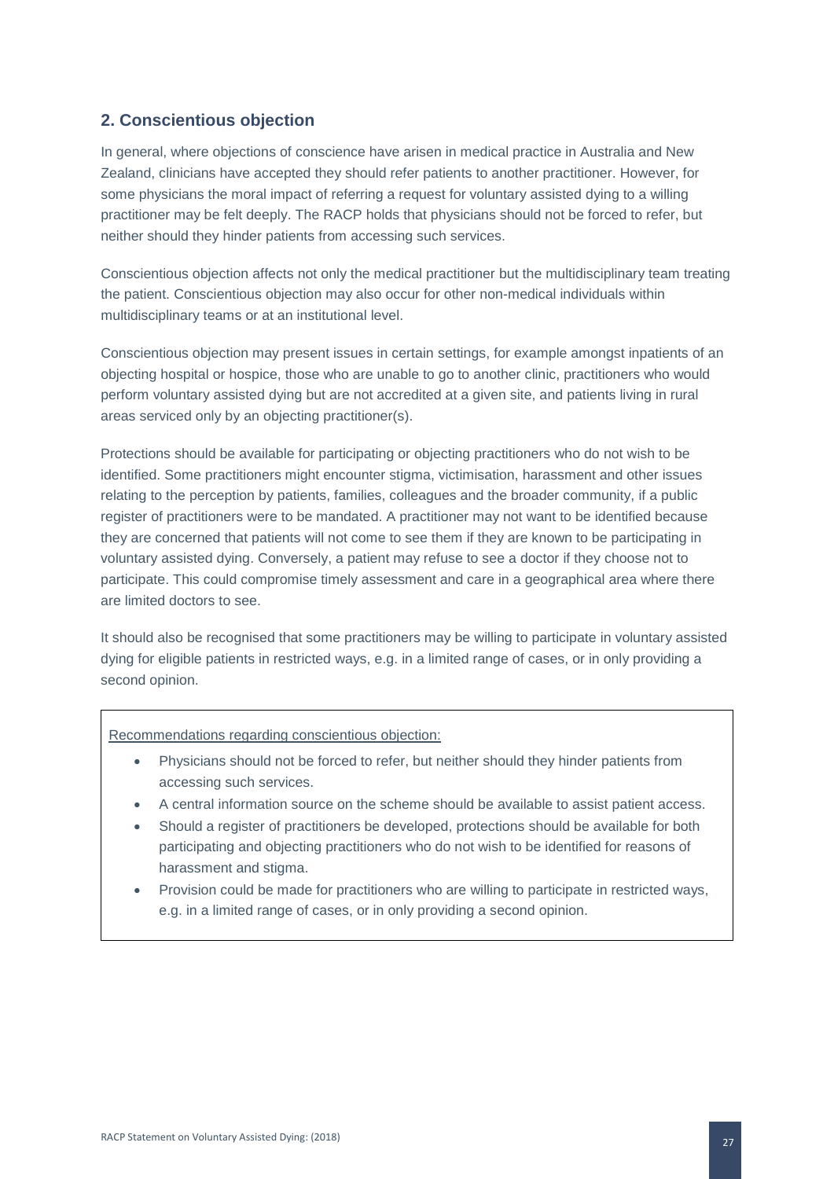## 2. Conscientious objection

In general, where objections of conscience have arisen in medical practice in Australia and New Zealand, clinicians have accepted they should refer patients to another practitioner. However, for some physicians the moral impact of referring a request for voluntary assisted dying to a willing practitioner may be felt deeply. The RACP holds that physicians should not be forced to refer, but neither should they hinder patients from accessing such services.

Conscientious objection affects not only the medical practitioner but the multidisciplinary team treating the patient. Conscientious objection may also occur for other non-medical individuals within multidisciplinary teams or at an institutional level.

Conscientious objection may present issues in certain settings, for example amongst inpatients of an objecting hospital or hospice, those who are unable to go to another clinic, practitioners who would perform voluntary assisted dying but are not accredited at a given site, and patients living in rural areas serviced only by an objecting practitioner(s).

Protections should be available for participating or objecting practitioners who do not wish to be identified. Some practitioners might encounter stigma, victimisation, harassment and other issues relating to the perception by patients, families, colleagues and the broader community, if a public register of practitioners were to be mandated. A practitioner may not want to be identified because they are concerned that patients will not come to see them if they are known to be participating in voluntary assisted dying. Conversely, a patient may refuse to see a doctor if they choose not to participate. This could compromise timely assessment and care in a geographical area where there are limited doctors to see.

It should also be recognised that some practitioners may be willing to participate in voluntary assisted dying for eligible patients in restricted ways, e.g. in a limited range of cases, or in only providing a second opinion.

Recommendations regarding conscientious objection:

- Physicians should not be forced to refer, but neither should they hinder patients from accessing such services.
- A central information source on the scheme should be available to assist patient access.
- Should a register of practitioners be developed, protections should be available for both participating and objecting practitioners who do not wish to be identified for reasons of harassment and stigma.
- Provision could be made for practitioners who are willing to participate in restricted ways, e.g. in a limited range of cases, or in only providing a second opinion.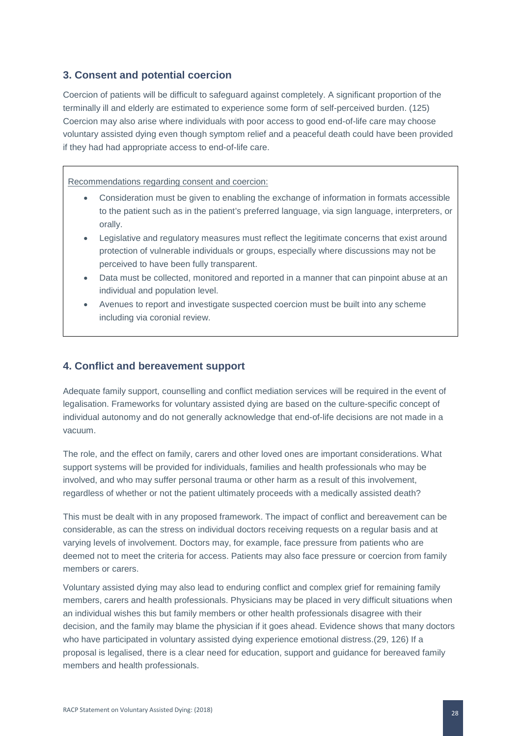## 3. Consent and potential coercion

Coercion of patients will be difficult to safeguard against completely. A significant proportion of the terminally ill and elderly are estimated to experience some form of self-perceived burden. (125) Coercion may also arise where individuals with poor access to good end-of-life care may choose voluntary assisted dying even though symptom relief and a peaceful death could have been provided if they had had appropriate access to end-of-life care.

> Recommendations regarding consent and coercion:
>
> - Consideration must be given to enabling the exchange of information in formats accessible to the patient such as in the patient's preferred language, via sign language, interpreters, or orally.
> - Legislative and regulatory measures must reflect the legitimate concerns that exist around protection of vulnerable individuals or groups, especially where discussions may not be perceived to have been fully transparent.
> - Data must be collected, monitored and reported in a manner that can pinpoint abuse at an individual and population level.
> - Avenues to report and investigate suspected coercion must be built into any scheme including via coronial review.

## 4. Conflict and bereavement support

Adequate family support, counselling and conflict mediation services will be required in the event of legalisation. Frameworks for voluntary assisted dying are based on the culture-specific concept of individual autonomy and do not generally acknowledge that end-of-life decisions are not made in a vacuum.

The role, and the effect on family, carers and other loved ones are important considerations. What support systems will be provided for individuals, families and health professionals who may be involved, and who may suffer personal trauma or other harm as a result of this involvement, regardless of whether or not the patient ultimately proceeds with a medically assisted death?

This must be dealt with in any proposed framework. The impact of conflict and bereavement can be considerable, as can the stress on individual doctors receiving requests on a regular basis and at varying levels of involvement. Doctors may, for example, face pressure from patients who are deemed not to meet the criteria for access. Patients may also face pressure or coercion from family members or carers.

Voluntary assisted dying may also lead to enduring conflict and complex grief for remaining family members, carers and health professionals. Physicians may be placed in very difficult situations when an individual wishes this but family members or other health professionals disagree with their decision, and the family may blame the physician if it goes ahead. Evidence shows that many doctors who have participated in voluntary assisted dying experience emotional distress.(29, 126) If a proposal is legalised, there is a clear need for education, support and guidance for bereaved family members and health professionals.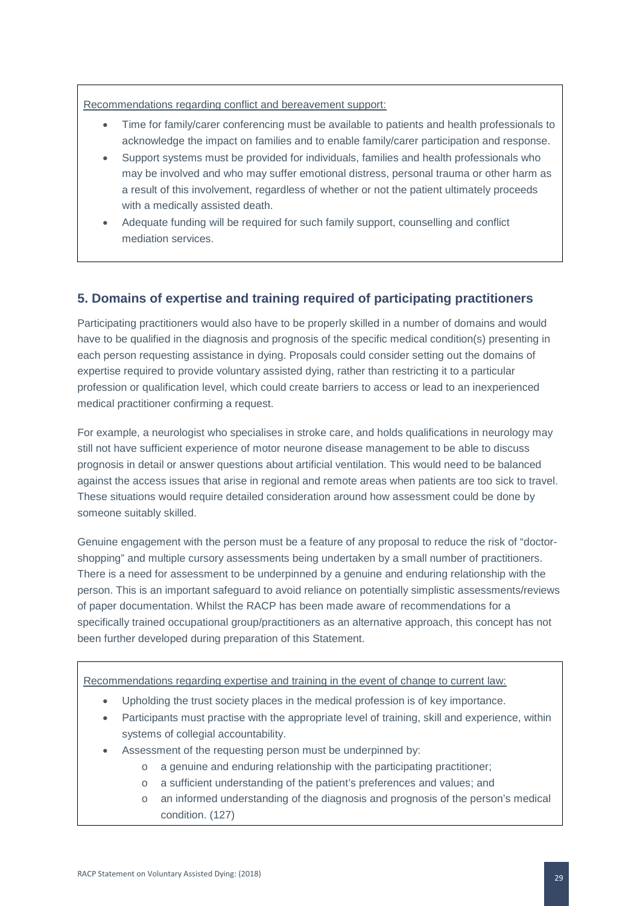Recommendations regarding conflict and bereavement support:

- Time for family/carer conferencing must be available to patients and health professionals to acknowledge the impact on families and to enable family/carer participation and response.
- Support systems must be provided for individuals, families and health professionals who may be involved and who may suffer emotional distress, personal trauma or other harm as a result of this involvement, regardless of whether or not the patient ultimately proceeds with a medically assisted death.
- Adequate funding will be required for such family support, counselling and conflict mediation services.

## 5. Domains of expertise and training required of participating practitioners

Participating practitioners would also have to be properly skilled in a number of domains and would have to be qualified in the diagnosis and prognosis of the specific medical condition(s) presenting in each person requesting assistance in dying. Proposals could consider setting out the domains of expertise required to provide voluntary assisted dying, rather than restricting it to a particular profession or qualification level, which could create barriers to access or lead to an inexperienced medical practitioner confirming a request.

For example, a neurologist who specialises in stroke care, and holds qualifications in neurology may still not have sufficient experience of motor neurone disease management to be able to discuss prognosis in detail or answer questions about artificial ventilation. This would need to be balanced against the access issues that arise in regional and remote areas when patients are too sick to travel. These situations would require detailed consideration around how assessment could be done by someone suitably skilled.

Genuine engagement with the person must be a feature of any proposal to reduce the risk of "doctor-shopping" and multiple cursory assessments being undertaken by a small number of practitioners. There is a need for assessment to be underpinned by a genuine and enduring relationship with the person. This is an important safeguard to avoid reliance on potentially simplistic assessments/reviews of paper documentation. Whilst the RACP has been made aware of recommendations for a specifically trained occupational group/practitioners as an alternative approach, this concept has not been further developed during preparation of this Statement.

Recommendations regarding expertise and training in the event of change to current law:

- Upholding the trust society places in the medical profession is of key importance.
- Participants must practise with the appropriate level of training, skill and experience, within systems of collegial accountability.
- Assessment of the requesting person must be underpinned by:
  - a genuine and enduring relationship with the participating practitioner;
  - a sufficient understanding of the patient's preferences and values; and
  - an informed understanding of the diagnosis and prognosis of the person's medical condition. (127)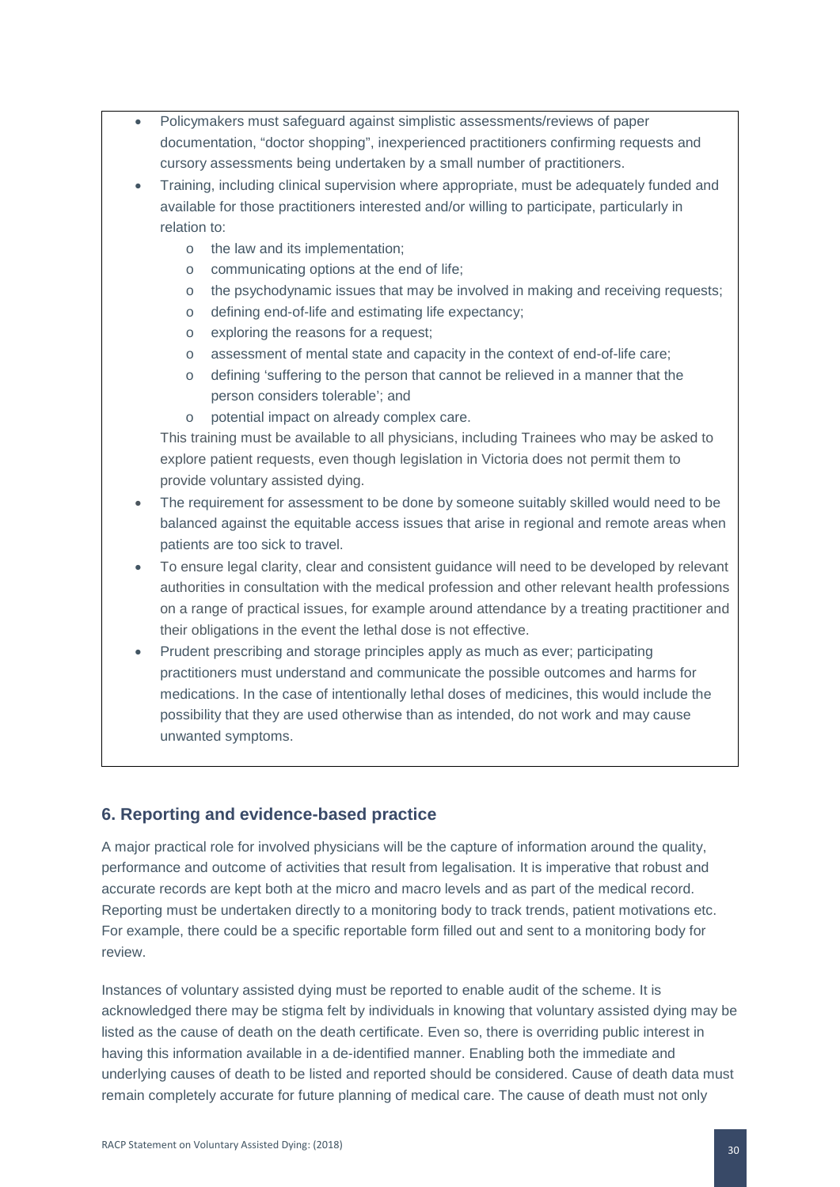- Policymakers must safeguard against simplistic assessments/reviews of paper documentation, "doctor shopping", inexperienced practitioners confirming requests and cursory assessments being undertaken by a small number of practitioners.
- Training, including clinical supervision where appropriate, must be adequately funded and available for those practitioners interested and/or willing to participate, particularly in relation to:
  - the law and its implementation;
  - communicating options at the end of life;
  - the psychodynamic issues that may be involved in making and receiving requests;
  - defining end-of-life and estimating life expectancy;
  - exploring the reasons for a request;
  - assessment of mental state and capacity in the context of end-of-life care;
  - defining 'suffering to the person that cannot be relieved in a manner that the person considers tolerable'; and
  - potential impact on already complex care.

  This training must be available to all physicians, including Trainees who may be asked to explore patient requests, even though legislation in Victoria does not permit them to provide voluntary assisted dying.
- The requirement for assessment to be done by someone suitably skilled would need to be balanced against the equitable access issues that arise in regional and remote areas when patients are too sick to travel.
- To ensure legal clarity, clear and consistent guidance will need to be developed by relevant authorities in consultation with the medical profession and other relevant health professions on a range of practical issues, for example around attendance by a treating practitioner and their obligations in the event the lethal dose is not effective.
- Prudent prescribing and storage principles apply as much as ever; participating practitioners must understand and communicate the possible outcomes and harms for medications. In the case of intentionally lethal doses of medicines, this would include the possibility that they are used otherwise than as intended, do not work and may cause unwanted symptoms.

## 6. Reporting and evidence-based practice

A major practical role for involved physicians will be the capture of information around the quality, performance and outcome of activities that result from legalisation. It is imperative that robust and accurate records are kept both at the micro and macro levels and as part of the medical record. Reporting must be undertaken directly to a monitoring body to track trends, patient motivations etc. For example, there could be a specific reportable form filled out and sent to a monitoring body for review.

Instances of voluntary assisted dying must be reported to enable audit of the scheme. It is acknowledged there may be stigma felt by individuals in knowing that voluntary assisted dying may be listed as the cause of death on the death certificate. Even so, there is overriding public interest in having this information available in a de-identified manner. Enabling both the immediate and underlying causes of death to be listed and reported should be considered. Cause of death data must remain completely accurate for future planning of medical care. The cause of death must not only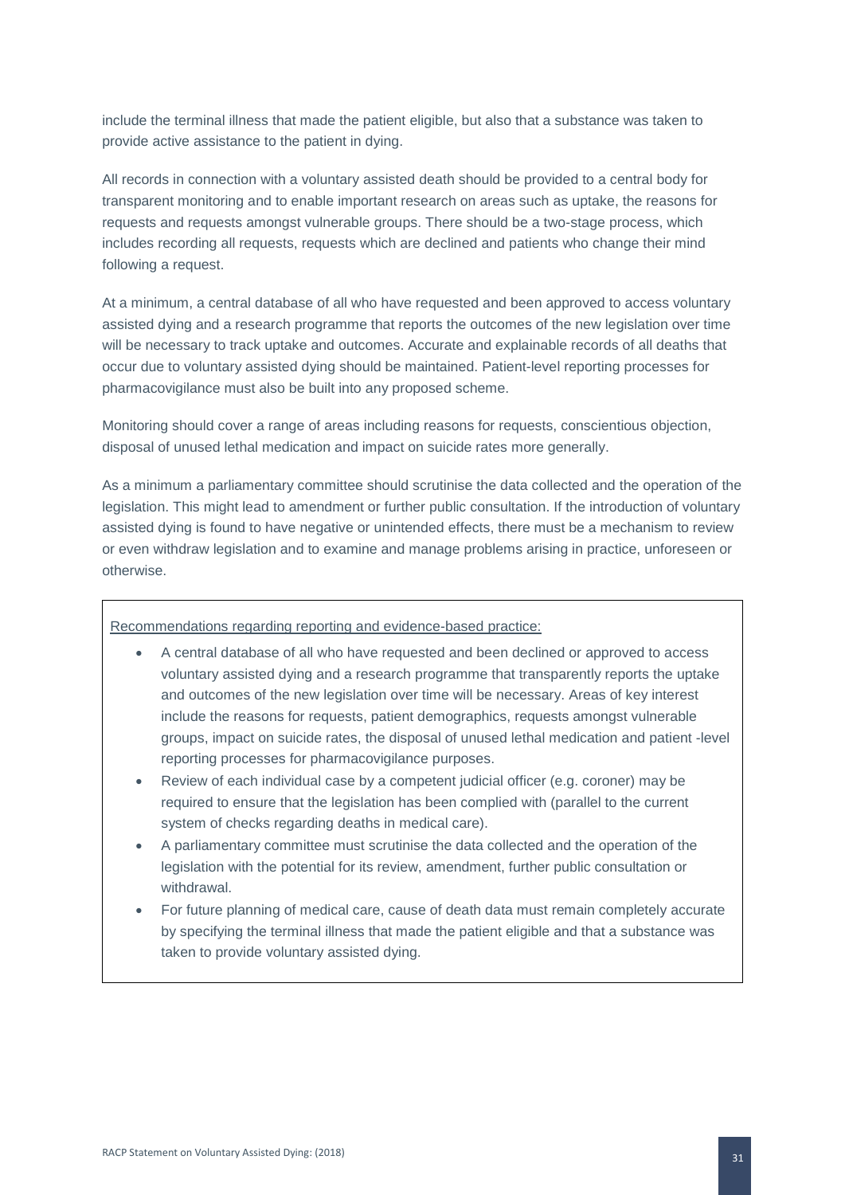include the terminal illness that made the patient eligible, but also that a substance was taken to provide active assistance to the patient in dying.

All records in connection with a voluntary assisted death should be provided to a central body for transparent monitoring and to enable important research on areas such as uptake, the reasons for requests and requests amongst vulnerable groups. There should be a two-stage process, which includes recording all requests, requests which are declined and patients who change their mind following a request.

At a minimum, a central database of all who have requested and been approved to access voluntary assisted dying and a research programme that reports the outcomes of the new legislation over time will be necessary to track uptake and outcomes. Accurate and explainable records of all deaths that occur due to voluntary assisted dying should be maintained. Patient-level reporting processes for pharmacovigilance must also be built into any proposed scheme.

Monitoring should cover a range of areas including reasons for requests, conscientious objection, disposal of unused lethal medication and impact on suicide rates more generally.

As a minimum a parliamentary committee should scrutinise the data collected and the operation of the legislation. This might lead to amendment or further public consultation. If the introduction of voluntary assisted dying is found to have negative or unintended effects, there must be a mechanism to review or even withdraw legislation and to examine and manage problems arising in practice, unforeseen or otherwise.

<u>Recommendations regarding reporting and evidence-based practice:</u>

- A central database of all who have requested and been declined or approved to access voluntary assisted dying and a research programme that transparently reports the uptake and outcomes of the new legislation over time will be necessary. Areas of key interest include the reasons for requests, patient demographics, requests amongst vulnerable groups, impact on suicide rates, the disposal of unused lethal medication and patient -level reporting processes for pharmacovigilance purposes.
- Review of each individual case by a competent judicial officer (e.g. coroner) may be required to ensure that the legislation has been complied with (parallel to the current system of checks regarding deaths in medical care).
- A parliamentary committee must scrutinise the data collected and the operation of the legislation with the potential for its review, amendment, further public consultation or withdrawal.
- For future planning of medical care, cause of death data must remain completely accurate by specifying the terminal illness that made the patient eligible and that a substance was taken to provide voluntary assisted dying.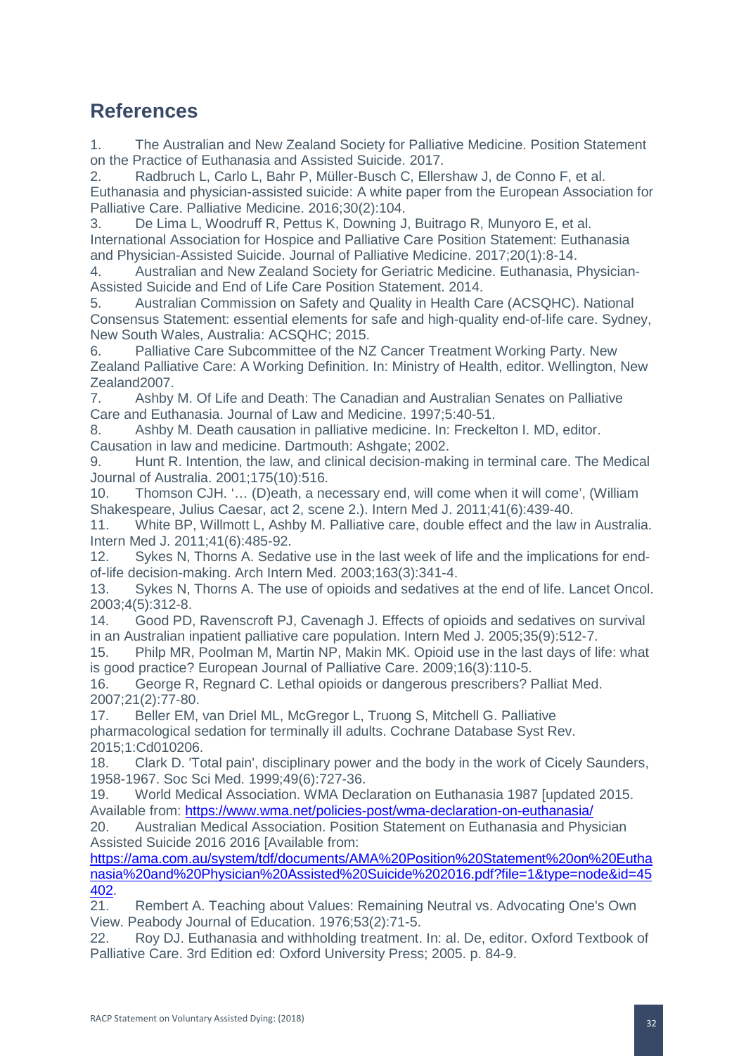## References

1. The Australian and New Zealand Society for Palliative Medicine. Position Statement on the Practice of Euthanasia and Assisted Suicide. 2017.
2. Radbruch L, Carlo L, Bahr P, Müller-Busch C, Ellershaw J, de Conno F, et al. Euthanasia and physician-assisted suicide: A white paper from the European Association for Palliative Care. Palliative Medicine. 2016;30(2):104.
3. De Lima L, Woodruff R, Pettus K, Downing J, Buitrago R, Munyoro E, et al. International Association for Hospice and Palliative Care Position Statement: Euthanasia and Physician-Assisted Suicide. Journal of Palliative Medicine. 2017;20(1):8-14.
4. Australian and New Zealand Society for Geriatric Medicine. Euthanasia, Physician-Assisted Suicide and End of Life Care Position Statement. 2014.
5. Australian Commission on Safety and Quality in Health Care (ACSQHC). National Consensus Statement: essential elements for safe and high-quality end-of-life care. Sydney, New South Wales, Australia: ACSQHC; 2015.
6. Palliative Care Subcommittee of the NZ Cancer Treatment Working Party. New Zealand Palliative Care: A Working Definition. In: Ministry of Health, editor. Wellington, New Zealand2007.
7. Ashby M. Of Life and Death: The Canadian and Australian Senates on Palliative Care and Euthanasia. Journal of Law and Medicine. 1997;5:40-51.
8. Ashby M. Death causation in palliative medicine. In: Freckelton I. MD, editor. Causation in law and medicine. Dartmouth: Ashgate; 2002.
9. Hunt R. Intention, the law, and clinical decision-making in terminal care. The Medical Journal of Australia. 2001;175(10):516.
10. Thomson CJH. '… (D)eath, a necessary end, will come when it will come', (William Shakespeare, Julius Caesar, act 2, scene 2.). Intern Med J. 2011;41(6):439-40.
11. White BP, Willmott L, Ashby M. Palliative care, double effect and the law in Australia. Intern Med J. 2011;41(6):485-92.
12. Sykes N, Thorns A. Sedative use in the last week of life and the implications for end-of-life decision-making. Arch Intern Med. 2003;163(3):341-4.
13. Sykes N, Thorns A. The use of opioids and sedatives at the end of life. Lancet Oncol. 2003;4(5):312-8.
14. Good PD, Ravenscroft PJ, Cavenagh J. Effects of opioids and sedatives on survival in an Australian inpatient palliative care population. Intern Med J. 2005;35(9):512-7.
15. Philp MR, Poolman M, Martin NP, Makin MK. Opioid use in the last days of life: what is good practice? European Journal of Palliative Care. 2009;16(3):110-5.
16. George R, Regnard C. Lethal opioids or dangerous prescribers? Palliat Med. 2007;21(2):77-80.
17. Beller EM, van Driel ML, McGregor L, Truong S, Mitchell G. Palliative pharmacological sedation for terminally ill adults. Cochrane Database Syst Rev. 2015;1:Cd010206.
18. Clark D. 'Total pain', disciplinary power and the body in the work of Cicely Saunders, 1958-1967. Soc Sci Med. 1999;49(6):727-36.
19. World Medical Association. WMA Declaration on Euthanasia 1987 [updated 2015. Available from: https://www.wma.net/policies-post/wma-declaration-on-euthanasia/
20. Australian Medical Association. Position Statement on Euthanasia and Physician Assisted Suicide 2016 2016 [Available from: https://ama.com.au/system/tdf/documents/AMA%20Position%20Statement%20on%20Euthanasia%20and%20Physician%20Assisted%20Suicide%202016.pdf?file=1&type=node&id=45402.
21. Rembert A. Teaching about Values: Remaining Neutral vs. Advocating One's Own View. Peabody Journal of Education. 1976;53(2):71-5.
22. Roy DJ. Euthanasia and withholding treatment. In: al. De, editor. Oxford Textbook of Palliative Care. 3rd Edition ed: Oxford University Press; 2005. p. 84-9.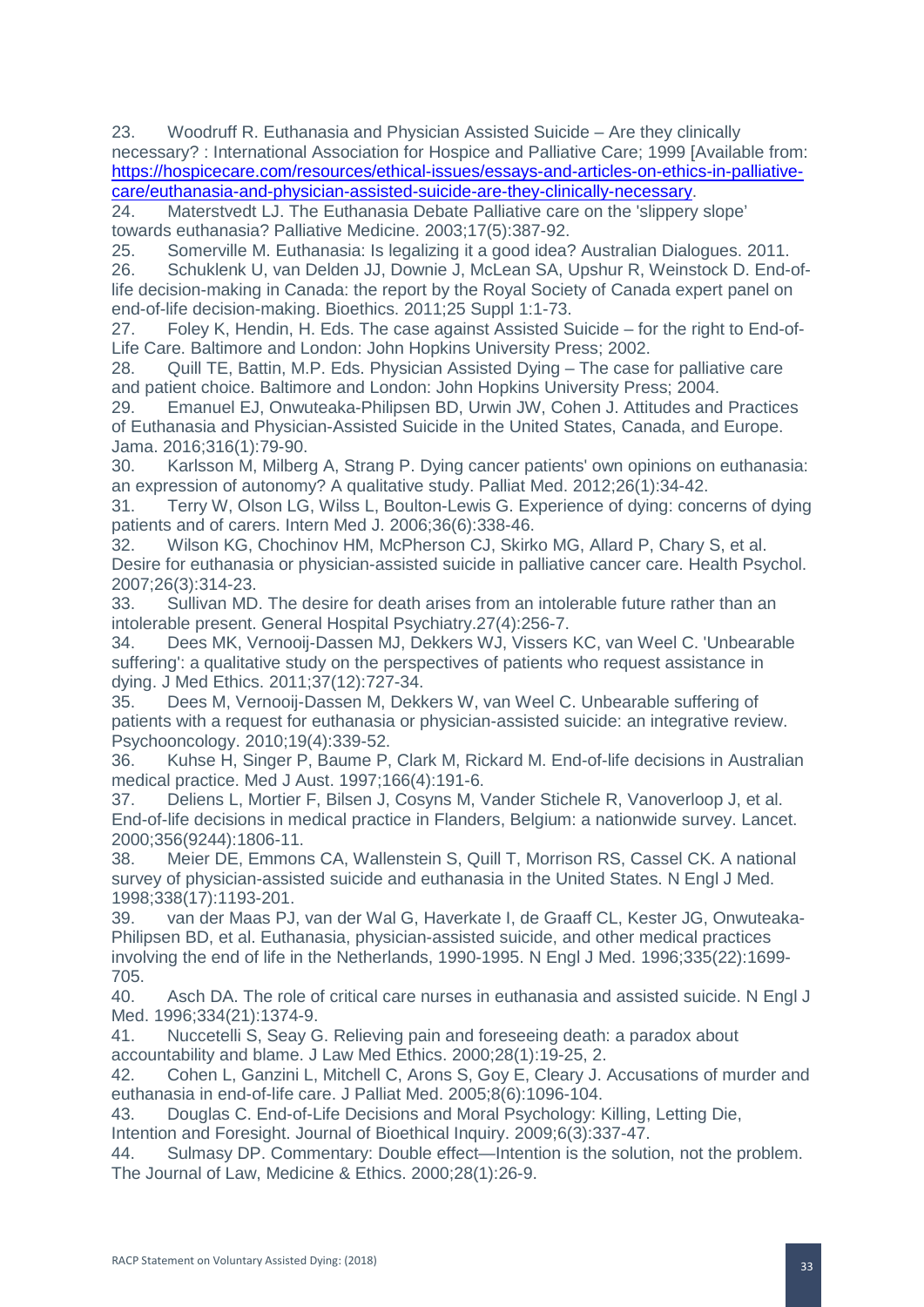23. Woodruff R. Euthanasia and Physician Assisted Suicide – Are they clinically necessary? : International Association for Hospice and Palliative Care; 1999 [Available from: [https://hospicecare.com/resources/ethical-issues/essays-and-articles-on-ethics-in-palliative-care/euthanasia-and-physician-assisted-suicide-are-they-clinically-necessary](https://hospicecare.com/resources/ethical-issues/essays-and-articles-on-ethics-in-palliative-care/euthanasia-and-physician-assisted-suicide-are-they-clinically-necessary).
24. Materstvedt LJ. The Euthanasia Debate Palliative care on the 'slippery slope' towards euthanasia? Palliative Medicine. 2003;17(5):387-92.
25. Somerville M. Euthanasia: Is legalizing it a good idea? Australian Dialogues. 2011.
26. Schuklenk U, van Delden JJ, Downie J, McLean SA, Upshur R, Weinstock D. End-of-life decision-making in Canada: the report by the Royal Society of Canada expert panel on end-of-life decision-making. Bioethics. 2011;25 Suppl 1:1-73.
27. Foley K, Hendin, H. Eds. The case against Assisted Suicide – for the right to End-of-Life Care. Baltimore and London: John Hopkins University Press; 2002.
28. Quill TE, Battin, M.P. Eds. Physician Assisted Dying – The case for palliative care and patient choice. Baltimore and London: John Hopkins University Press; 2004.
29. Emanuel EJ, Onwuteaka-Philipsen BD, Urwin JW, Cohen J. Attitudes and Practices of Euthanasia and Physician-Assisted Suicide in the United States, Canada, and Europe. Jama. 2016;316(1):79-90.
30. Karlsson M, Milberg A, Strang P. Dying cancer patients' own opinions on euthanasia: an expression of autonomy? A qualitative study. Palliat Med. 2012;26(1):34-42.
31. Terry W, Olson LG, Wilss L, Boulton-Lewis G. Experience of dying: concerns of dying patients and of carers. Intern Med J. 2006;36(6):338-46.
32. Wilson KG, Chochinov HM, McPherson CJ, Skirko MG, Allard P, Chary S, et al. Desire for euthanasia or physician-assisted suicide in palliative cancer care. Health Psychol. 2007;26(3):314-23.
33. Sullivan MD. The desire for death arises from an intolerable future rather than an intolerable present. General Hospital Psychiatry.27(4):256-7.
34. Dees MK, Vernooij-Dassen MJ, Dekkers WJ, Vissers KC, van Weel C. 'Unbearable suffering': a qualitative study on the perspectives of patients who request assistance in dying. J Med Ethics. 2011;37(12):727-34.
35. Dees M, Vernooij-Dassen M, Dekkers W, van Weel C. Unbearable suffering of patients with a request for euthanasia or physician-assisted suicide: an integrative review. Psychooncology. 2010;19(4):339-52.
36. Kuhse H, Singer P, Baume P, Clark M, Rickard M. End-of-life decisions in Australian medical practice. Med J Aust. 1997;166(4):191-6.
37. Deliens L, Mortier F, Bilsen J, Cosyns M, Vander Stichele R, Vanoverloop J, et al. End-of-life decisions in medical practice in Flanders, Belgium: a nationwide survey. Lancet. 2000;356(9244):1806-11.
38. Meier DE, Emmons CA, Wallenstein S, Quill T, Morrison RS, Cassel CK. A national survey of physician-assisted suicide and euthanasia in the United States. N Engl J Med. 1998;338(17):1193-201.
39. van der Maas PJ, van der Wal G, Haverkate I, de Graaff CL, Kester JG, Onwuteaka-Philipsen BD, et al. Euthanasia, physician-assisted suicide, and other medical practices involving the end of life in the Netherlands, 1990-1995. N Engl J Med. 1996;335(22):1699-705.
40. Asch DA. The role of critical care nurses in euthanasia and assisted suicide. N Engl J Med. 1996;334(21):1374-9.
41. Nuccetelli S, Seay G. Relieving pain and foreseeing death: a paradox about accountability and blame. J Law Med Ethics. 2000;28(1):19-25, 2.
42. Cohen L, Ganzini L, Mitchell C, Arons S, Goy E, Cleary J. Accusations of murder and euthanasia in end-of-life care. J Palliat Med. 2005;8(6):1096-104.
43. Douglas C. End-of-Life Decisions and Moral Psychology: Killing, Letting Die, Intention and Foresight. Journal of Bioethical Inquiry. 2009;6(3):337-47.
44. Sulmasy DP. Commentary: Double effect—Intention is the solution, not the problem. The Journal of Law, Medicine & Ethics. 2000;28(1):26-9.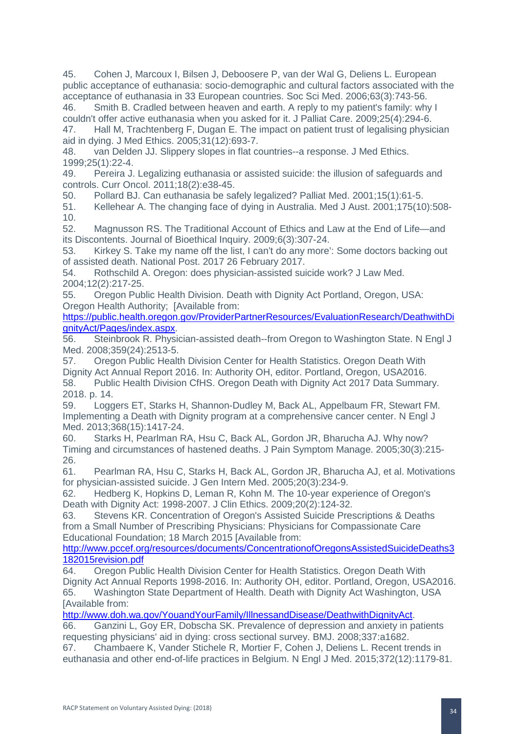45. Cohen J, Marcoux I, Bilsen J, Deboosere P, van der Wal G, Deliens L. European public acceptance of euthanasia: socio-demographic and cultural factors associated with the acceptance of euthanasia in 33 European countries. Soc Sci Med. 2006;63(3):743-56.
46. Smith B. Cradled between heaven and earth. A reply to my patient's family: why I couldn't offer active euthanasia when you asked for it. J Palliat Care. 2009;25(4):294-6.
47. Hall M, Trachtenberg F, Dugan E. The impact on patient trust of legalising physician aid in dying. J Med Ethics. 2005;31(12):693-7.
48. van Delden JJ. Slippery slopes in flat countries--a response. J Med Ethics. 1999;25(1):22-4.
49. Pereira J. Legalizing euthanasia or assisted suicide: the illusion of safeguards and controls. Curr Oncol. 2011;18(2):e38-45.
50. Pollard BJ. Can euthanasia be safely legalized? Palliat Med. 2001;15(1):61-5.
51. Kellehear A. The changing face of dying in Australia. Med J Aust. 2001;175(10):508-10.
52. Magnusson RS. The Traditional Account of Ethics and Law at the End of Life—and its Discontents. Journal of Bioethical Inquiry. 2009;6(3):307-24.
53. Kirkey S. Take my name off the list, I can't do any more': Some doctors backing out of assisted death. National Post. 2017 26 February 2017.
54. Rothschild A. Oregon: does physician-assisted suicide work? J Law Med. 2004;12(2):217-25.
55. Oregon Public Health Division. Death with Dignity Act Portland, Oregon, USA: Oregon Health Authority; [Available from: https://public.health.oregon.gov/ProviderPartnerResources/EvaluationResearch/DeathwithDignityAct/Pages/index.aspx.
56. Steinbrook R. Physician-assisted death--from Oregon to Washington State. N Engl J Med. 2008;359(24):2513-5.
57. Oregon Public Health Division Center for Health Statistics. Oregon Death With Dignity Act Annual Report 2016. In: Authority OH, editor. Portland, Oregon, USA2016.
58. Public Health Division CfHS. Oregon Death with Dignity Act 2017 Data Summary. 2018. p. 14.
59. Loggers ET, Starks H, Shannon-Dudley M, Back AL, Appelbaum FR, Stewart FM. Implementing a Death with Dignity program at a comprehensive cancer center. N Engl J Med. 2013;368(15):1417-24.
60. Starks H, Pearlman RA, Hsu C, Back AL, Gordon JR, Bharucha AJ. Why now? Timing and circumstances of hastened deaths. J Pain Symptom Manage. 2005;30(3):215-26.
61. Pearlman RA, Hsu C, Starks H, Back AL, Gordon JR, Bharucha AJ, et al. Motivations for physician-assisted suicide. J Gen Intern Med. 2005;20(3):234-9.
62. Hedberg K, Hopkins D, Leman R, Kohn M. The 10-year experience of Oregon's Death with Dignity Act: 1998-2007. J Clin Ethics. 2009;20(2):124-32.
63. Stevens KR. Concentration of Oregon's Assisted Suicide Prescriptions & Deaths from a Small Number of Prescribing Physicians: Physicians for Compassionate Care Educational Foundation; 18 March 2015 [Available from: http://www.pccef.org/resources/documents/ConcentrationofOregonsAssistedSuicideDeaths3182015revision.pdf
64. Oregon Public Health Division Center for Health Statistics. Oregon Death With Dignity Act Annual Reports 1998-2016. In: Authority OH, editor. Portland, Oregon, USA2016.
65. Washington State Department of Health. Death with Dignity Act Washington, USA [Available from: http://www.doh.wa.gov/YouandYourFamily/IllnessandDisease/DeathwithDignityAct.
66. Ganzini L, Goy ER, Dobscha SK. Prevalence of depression and anxiety in patients requesting physicians' aid in dying: cross sectional survey. BMJ. 2008;337:a1682.
67. Chambaere K, Vander Stichele R, Mortier F, Cohen J, Deliens L. Recent trends in euthanasia and other end-of-life practices in Belgium. N Engl J Med. 2015;372(12):1179-81.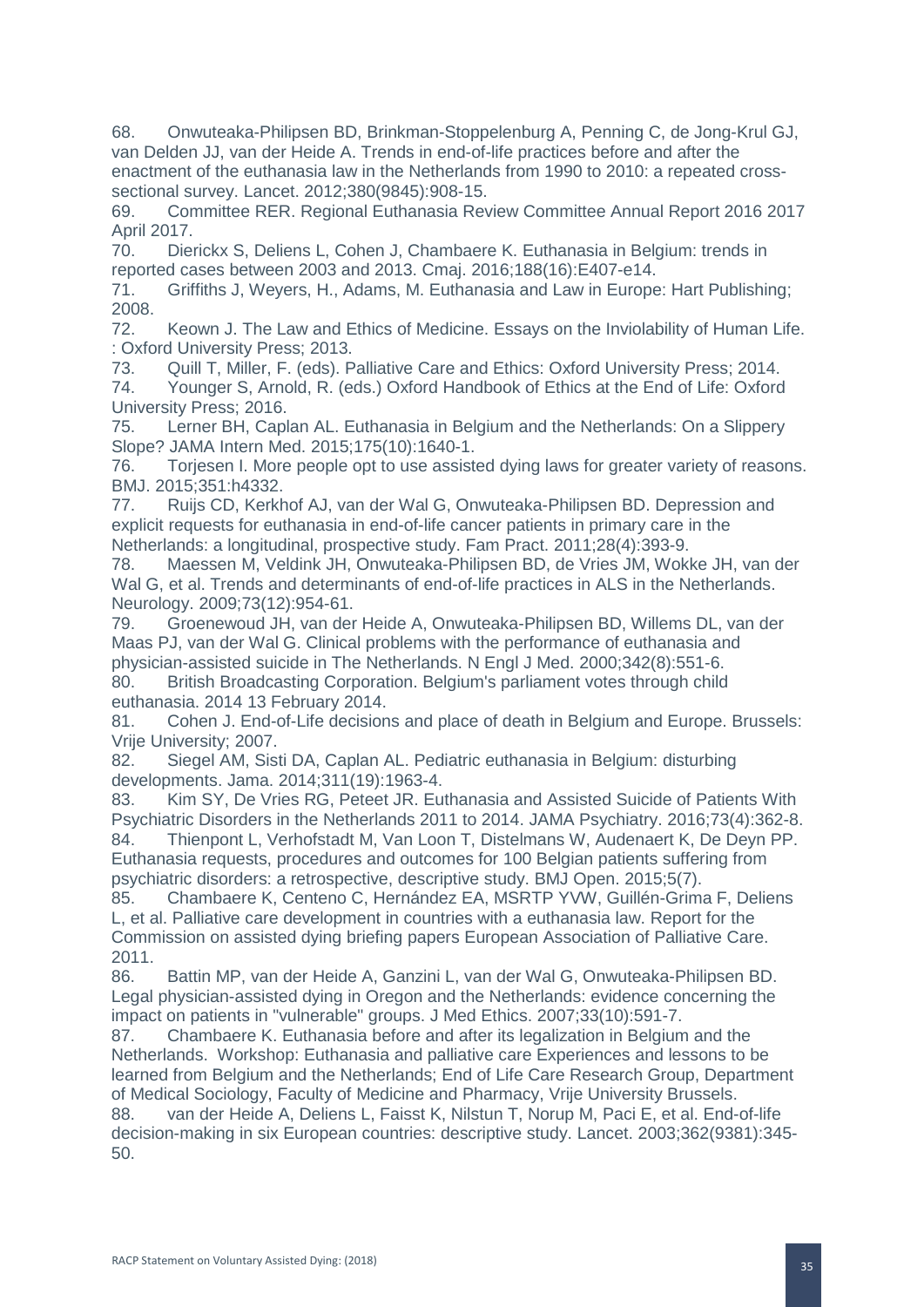68. Onwuteaka-Philipsen BD, Brinkman-Stoppelenburg A, Penning C, de Jong-Krul GJ, van Delden JJ, van der Heide A. Trends in end-of-life practices before and after the enactment of the euthanasia law in the Netherlands from 1990 to 2010: a repeated cross-sectional survey. Lancet. 2012;380(9845):908-15.
69. Committee RER. Regional Euthanasia Review Committee Annual Report 2016 2017 April 2017.
70. Dierickx S, Deliens L, Cohen J, Chambaere K. Euthanasia in Belgium: trends in reported cases between 2003 and 2013. Cmaj. 2016;188(16):E407-e14.
71. Griffiths J, Weyers, H., Adams, M. Euthanasia and Law in Europe: Hart Publishing; 2008.
72. Keown J. The Law and Ethics of Medicine. Essays on the Inviolability of Human Life. : Oxford University Press; 2013.
73. Quill T, Miller, F. (eds). Palliative Care and Ethics: Oxford University Press; 2014.
74. Younger S, Arnold, R. (eds.) Oxford Handbook of Ethics at the End of Life: Oxford University Press; 2016.
75. Lerner BH, Caplan AL. Euthanasia in Belgium and the Netherlands: On a Slippery Slope? JAMA Intern Med. 2015;175(10):1640-1.
76. Torjesen I. More people opt to use assisted dying laws for greater variety of reasons. BMJ. 2015;351:h4332.
77. Ruijs CD, Kerkhof AJ, van der Wal G, Onwuteaka-Philipsen BD. Depression and explicit requests for euthanasia in end-of-life cancer patients in primary care in the Netherlands: a longitudinal, prospective study. Fam Pract. 2011;28(4):393-9.
78. Maessen M, Veldink JH, Onwuteaka-Philipsen BD, de Vries JM, Wokke JH, van der Wal G, et al. Trends and determinants of end-of-life practices in ALS in the Netherlands. Neurology. 2009;73(12):954-61.
79. Groenewoud JH, van der Heide A, Onwuteaka-Philipsen BD, Willems DL, van der Maas PJ, van der Wal G. Clinical problems with the performance of euthanasia and physician-assisted suicide in The Netherlands. N Engl J Med. 2000;342(8):551-6.
80. British Broadcasting Corporation. Belgium's parliament votes through child euthanasia. 2014 13 February 2014.
81. Cohen J. End-of-Life decisions and place of death in Belgium and Europe. Brussels: Vrije University; 2007.
82. Siegel AM, Sisti DA, Caplan AL. Pediatric euthanasia in Belgium: disturbing developments. Jama. 2014;311(19):1963-4.
83. Kim SY, De Vries RG, Peteet JR. Euthanasia and Assisted Suicide of Patients With Psychiatric Disorders in the Netherlands 2011 to 2014. JAMA Psychiatry. 2016;73(4):362-8.
84. Thienpont L, Verhofstadt M, Van Loon T, Distelmans W, Audenaert K, De Deyn PP. Euthanasia requests, procedures and outcomes for 100 Belgian patients suffering from psychiatric disorders: a retrospective, descriptive study. BMJ Open. 2015;5(7).
85. Chambaere K, Centeno C, Hernández EA, MSRTP YVW, Guillén-Grima F, Deliens L, et al. Palliative care development in countries with a euthanasia law. Report for the Commission on assisted dying briefing papers European Association of Palliative Care. 2011.
86. Battin MP, van der Heide A, Ganzini L, van der Wal G, Onwuteaka-Philipsen BD. Legal physician-assisted dying in Oregon and the Netherlands: evidence concerning the impact on patients in "vulnerable" groups. J Med Ethics. 2007;33(10):591-7.
87. Chambaere K. Euthanasia before and after its legalization in Belgium and the Netherlands. Workshop: Euthanasia and palliative care Experiences and lessons to be learned from Belgium and the Netherlands; End of Life Care Research Group, Department of Medical Sociology, Faculty of Medicine and Pharmacy, Vrije University Brussels.
88. van der Heide A, Deliens L, Faisst K, Nilstun T, Norup M, Paci E, et al. End-of-life decision-making in six European countries: descriptive study. Lancet. 2003;362(9381):345-50.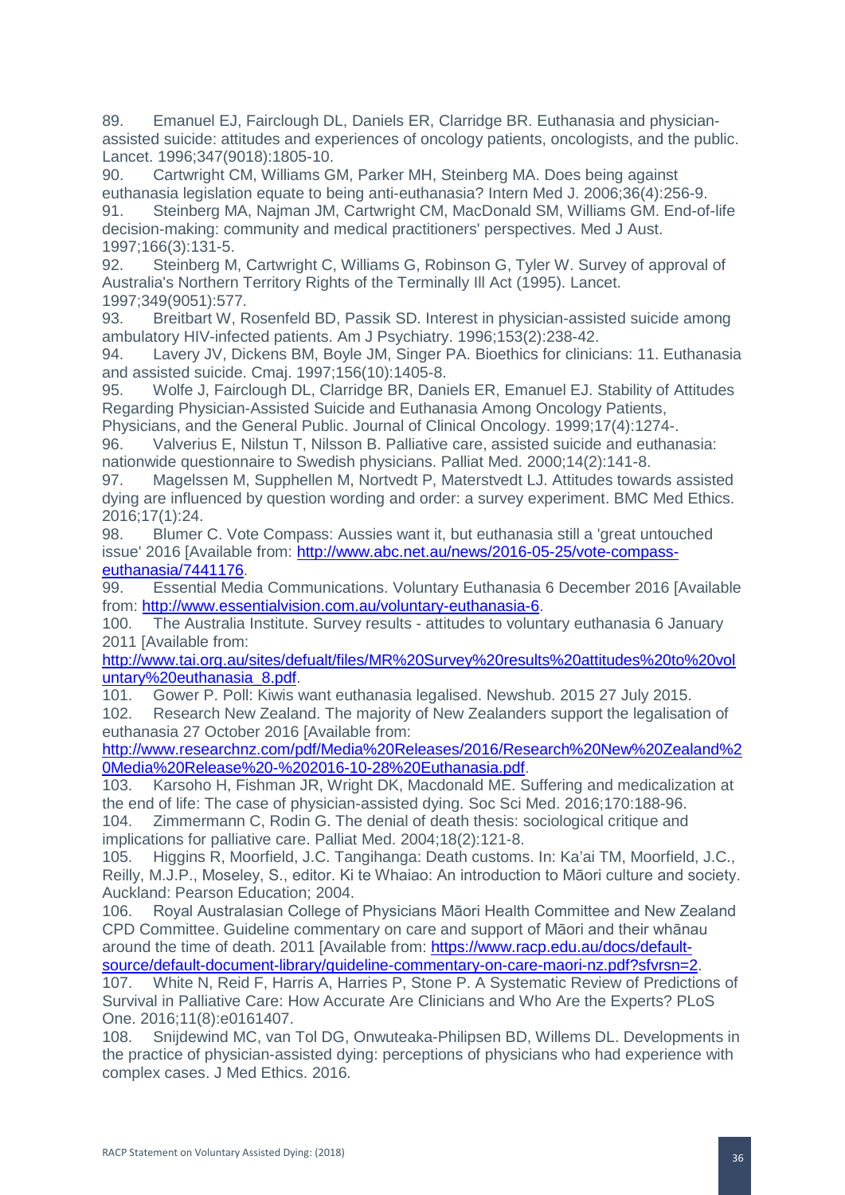89. Emanuel EJ, Fairclough DL, Daniels ER, Clarridge BR. Euthanasia and physician-assisted suicide: attitudes and experiences of oncology patients, oncologists, and the public. Lancet. 1996;347(9018):1805-10.

90. Cartwright CM, Williams GM, Parker MH, Steinberg MA. Does being against euthanasia legislation equate to being anti-euthanasia? Intern Med J. 2006;36(4):256-9.

91. Steinberg MA, Najman JM, Cartwright CM, MacDonald SM, Williams GM. End-of-life decision-making: community and medical practitioners' perspectives. Med J Aust. 1997;166(3):131-5.

92. Steinberg M, Cartwright C, Williams G, Robinson G, Tyler W. Survey of approval of Australia's Northern Territory Rights of the Terminally Ill Act (1995). Lancet. 1997;349(9051):577.

93. Breitbart W, Rosenfeld BD, Passik SD. Interest in physician-assisted suicide among ambulatory HIV-infected patients. Am J Psychiatry. 1996;153(2):238-42.

94. Lavery JV, Dickens BM, Boyle JM, Singer PA. Bioethics for clinicians: 11. Euthanasia and assisted suicide. Cmaj. 1997;156(10):1405-8.

95. Wolfe J, Fairclough DL, Clarridge BR, Daniels ER, Emanuel EJ. Stability of Attitudes Regarding Physician-Assisted Suicide and Euthanasia Among Oncology Patients, Physicians, and the General Public. Journal of Clinical Oncology. 1999;17(4):1274-.

96. Valverius E, Nilstun T, Nilsson B. Palliative care, assisted suicide and euthanasia: nationwide questionnaire to Swedish physicians. Palliat Med. 2000;14(2):141-8.

97. Magelssen M, Supphellen M, Nortvedt P, Materstvedt LJ. Attitudes towards assisted dying are influenced by question wording and order: a survey experiment. BMC Med Ethics. 2016;17(1):24.

98. Blumer C. Vote Compass: Aussies want it, but euthanasia still a 'great untouched issue' 2016 [Available from: http://www.abc.net.au/news/2016-05-25/vote-compass-euthanasia/7441176.

99. Essential Media Communications. Voluntary Euthanasia 6 December 2016 [Available from: http://www.essentialvision.com.au/voluntary-euthanasia-6.

100. The Australia Institute. Survey results - attitudes to voluntary euthanasia 6 January 2011 [Available from: http://www.tai.org.au/sites/defualt/files/MR%20Survey%20results%20attitudes%20to%20voluntary%20euthanasia_8.pdf.

101. Gower P. Poll: Kiwis want euthanasia legalised. Newshub. 2015 27 July 2015.

102. Research New Zealand. The majority of New Zealanders support the legalisation of euthanasia 27 October 2016 [Available from: http://www.researchnz.com/pdf/Media%20Releases/2016/Research%20New%20Zealand%20Media%20Release%20-%202016-10-28%20Euthanasia.pdf.

103. Karsoho H, Fishman JR, Wright DK, Macdonald ME. Suffering and medicalization at the end of life: The case of physician-assisted dying. Soc Sci Med. 2016;170:188-96.

104. Zimmermann C, Rodin G. The denial of death thesis: sociological critique and implications for palliative care. Palliat Med. 2004;18(2):121-8.

105. Higgins R, Moorfield, J.C. Tangihanga: Death customs. In: Ka'ai TM, Moorfield, J.C., Reilly, M.J.P., Moseley, S., editor. Ki te Whaiao: An introduction to Māori culture and society. Auckland: Pearson Education; 2004.

106. Royal Australasian College of Physicians Māori Health Committee and New Zealand CPD Committee. Guideline commentary on care and support of Māori and their whānau around the time of death. 2011 [Available from: https://www.racp.edu.au/docs/default-source/default-document-library/guideline-commentary-on-care-maori-nz.pdf?sfvrsn=2.

107. White N, Reid F, Harris A, Harries P, Stone P. A Systematic Review of Predictions of Survival in Palliative Care: How Accurate Are Clinicians and Who Are the Experts? PLoS One. 2016;11(8):e0161407.

108. Snijdewind MC, van Tol DG, Onwuteaka-Philipsen BD, Willems DL. Developments in the practice of physician-assisted dying: perceptions of physicians who had experience with complex cases. J Med Ethics. 2016.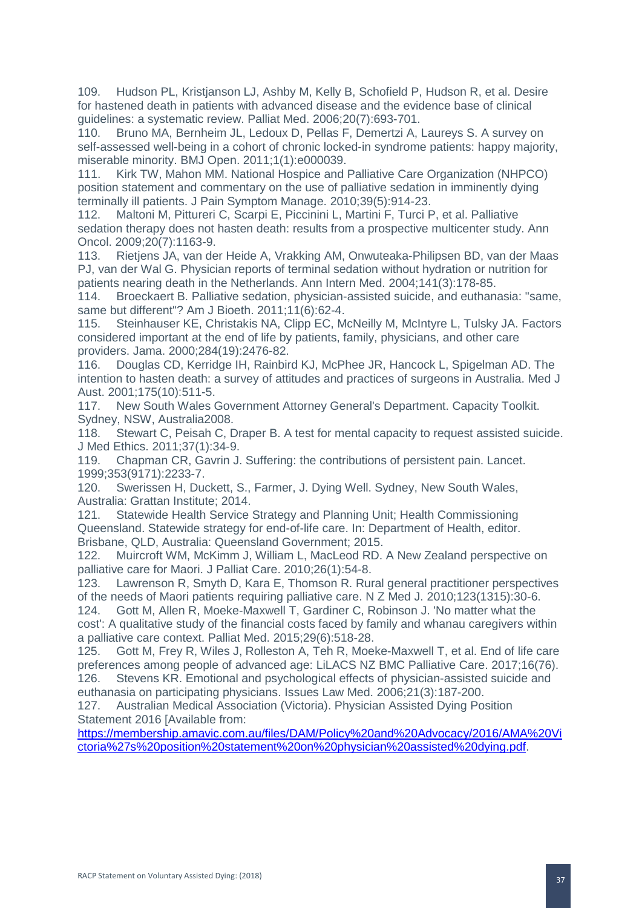109. Hudson PL, Kristjanson LJ, Ashby M, Kelly B, Schofield P, Hudson R, et al. Desire for hastened death in patients with advanced disease and the evidence base of clinical guidelines: a systematic review. Palliat Med. 2006;20(7):693-701.

110. Bruno MA, Bernheim JL, Ledoux D, Pellas F, Demertzi A, Laureys S. A survey on self-assessed well-being in a cohort of chronic locked-in syndrome patients: happy majority, miserable minority. BMJ Open. 2011;1(1):e000039.

111. Kirk TW, Mahon MM. National Hospice and Palliative Care Organization (NHPCO) position statement and commentary on the use of palliative sedation in imminently dying terminally ill patients. J Pain Symptom Manage. 2010;39(5):914-23.

112. Maltoni M, Pittureri C, Scarpi E, Piccinini L, Martini F, Turci P, et al. Palliative sedation therapy does not hasten death: results from a prospective multicenter study. Ann Oncol. 2009;20(7):1163-9.

113. Rietjens JA, van der Heide A, Vrakking AM, Onwuteaka-Philipsen BD, van der Maas PJ, van der Wal G. Physician reports of terminal sedation without hydration or nutrition for patients nearing death in the Netherlands. Ann Intern Med. 2004;141(3):178-85.

114. Broeckaert B. Palliative sedation, physician-assisted suicide, and euthanasia: "same, same but different"? Am J Bioeth. 2011;11(6):62-4.

115. Steinhauser KE, Christakis NA, Clipp EC, McNeilly M, McIntyre L, Tulsky JA. Factors considered important at the end of life by patients, family, physicians, and other care providers. Jama. 2000;284(19):2476-82.

116. Douglas CD, Kerridge IH, Rainbird KJ, McPhee JR, Hancock L, Spigelman AD. The intention to hasten death: a survey of attitudes and practices of surgeons in Australia. Med J Aust. 2001;175(10):511-5.

117. New South Wales Government Attorney General's Department. Capacity Toolkit. Sydney, NSW, Australia2008.

118. Stewart C, Peisah C, Draper B. A test for mental capacity to request assisted suicide. J Med Ethics. 2011;37(1):34-9.

119. Chapman CR, Gavrin J. Suffering: the contributions of persistent pain. Lancet. 1999;353(9171):2233-7.

120. Swerissen H, Duckett, S., Farmer, J. Dying Well. Sydney, New South Wales, Australia: Grattan Institute; 2014.

121. Statewide Health Service Strategy and Planning Unit; Health Commissioning Queensland. Statewide strategy for end-of-life care. In: Department of Health, editor. Brisbane, QLD, Australia: Queensland Government; 2015.

122. Muircroft WM, McKimm J, William L, MacLeod RD. A New Zealand perspective on palliative care for Maori. J Palliat Care. 2010;26(1):54-8.

123. Lawrenson R, Smyth D, Kara E, Thomson R. Rural general practitioner perspectives of the needs of Maori patients requiring palliative care. N Z Med J. 2010;123(1315):30-6.

124. Gott M, Allen R, Moeke-Maxwell T, Gardiner C, Robinson J. 'No matter what the cost': A qualitative study of the financial costs faced by family and whanau caregivers within a palliative care context. Palliat Med. 2015;29(6):518-28.

125. Gott M, Frey R, Wiles J, Rolleston A, Teh R, Moeke-Maxwell T, et al. End of life care preferences among people of advanced age: LiLACS NZ BMC Palliative Care. 2017;16(76).

126. Stevens KR. Emotional and psychological effects of physician-assisted suicide and euthanasia on participating physicians. Issues Law Med. 2006;21(3):187-200.

127. Australian Medical Association (Victoria). Physician Assisted Dying Position Statement 2016 [Available from: https://membership.amavic.com.au/files/DAM/Policy%20and%20Advocacy/2016/AMA%20Victoria%27s%20position%20statement%20on%20physician%20assisted%20dying.pdf.